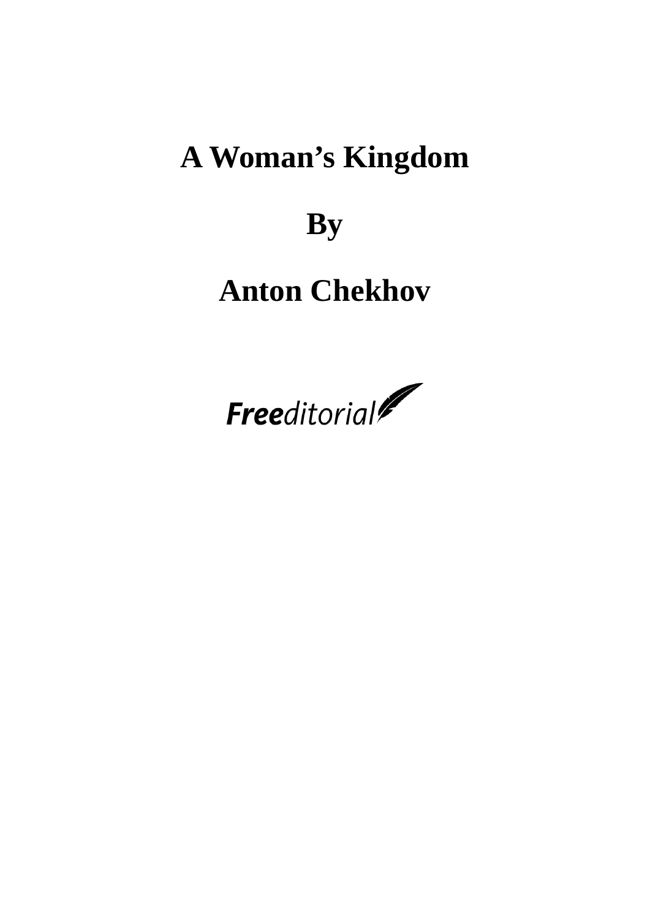# A Woman's Kingdom

## By

## Anton Chekhov

Freeditorial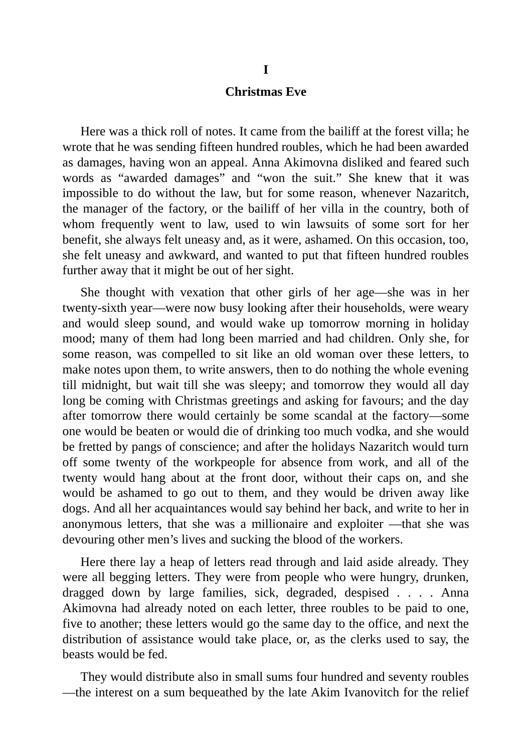# I

## Christmas Eve

Here was a thick roll of notes. It came from the bailiff at the forest villa; he wrote that he was sending fifteen hundred roubles, which he had been awarded as damages, having won an appeal. Anna Akimovna disliked and feared such words as "awarded damages" and "won the suit." She knew that it was impossible to do without the law, but for some reason, whenever Nazaritch, the manager of the factory, or the bailiff of her villa in the country, both of whom frequently went to law, used to win lawsuits of some sort for her benefit, she always felt uneasy and, as it were, ashamed. On this occasion, too, she felt uneasy and awkward, and wanted to put that fifteen hundred roubles further away that it might be out of her sight.

She thought with vexation that other girls of her age—she was in her twenty-sixth year—were now busy looking after their households, were weary and would sleep sound, and would wake up tomorrow morning in holiday mood; many of them had long been married and had children. Only she, for some reason, was compelled to sit like an old woman over these letters, to make notes upon them, to write answers, then to do nothing the whole evening till midnight, but wait till she was sleepy; and tomorrow they would all day long be coming with Christmas greetings and asking for favours; and the day after tomorrow there would certainly be some scandal at the factory—some one would be beaten or would die of drinking too much vodka, and she would be fretted by pangs of conscience; and after the holidays Nazaritch would turn off some twenty of the workpeople for absence from work, and all of the twenty would hang about at the front door, without their caps on, and she would be ashamed to go out to them, and they would be driven away like dogs. And all her acquaintances would say behind her back, and write to her in anonymous letters, that she was a millionaire and exploiter —that she was devouring other men's lives and sucking the blood of the workers.

Here there lay a heap of letters read through and laid aside already. They were all begging letters. They were from people who were hungry, drunken, dragged down by large families, sick, degraded, despised . . . . Anna Akimovna had already noted on each letter, three roubles to be paid to one, five to another; these letters would go the same day to the office, and next the distribution of assistance would take place, or, as the clerks used to say, the beasts would be fed.

They would distribute also in small sums four hundred and seventy roubles —the interest on a sum bequeathed by the late Akim Ivanovitch for the relief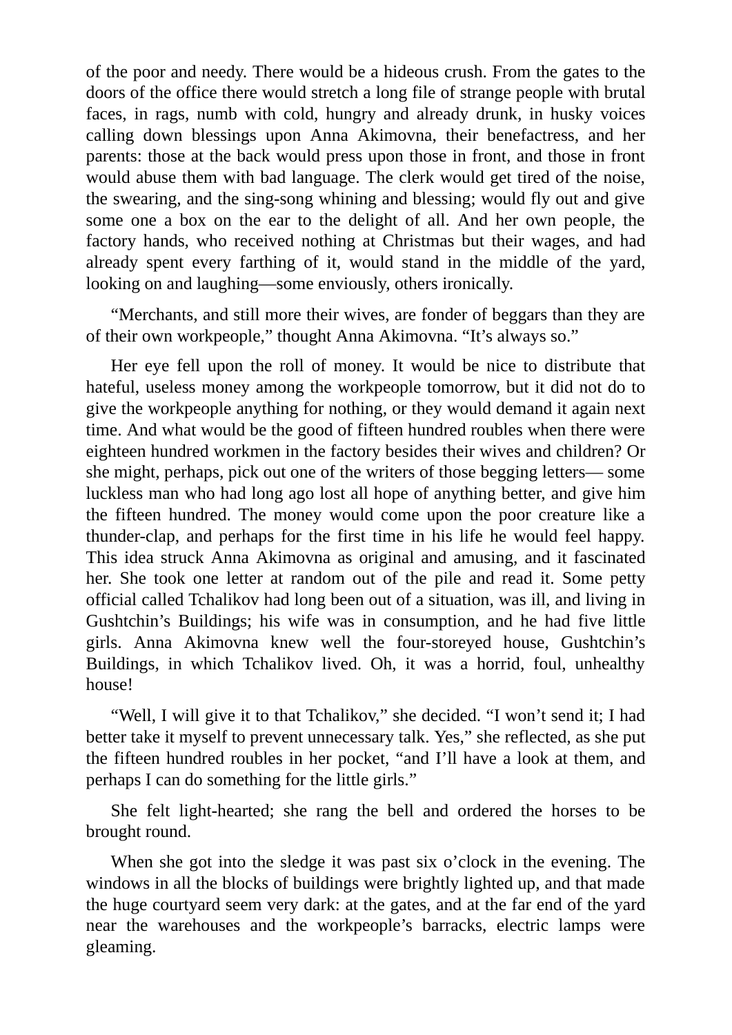of the poor and needy. There would be a hideous crush. From the gates to the doors of the office there would stretch a long file of strange people with brutal faces, in rags, numb with cold, hungry and already drunk, in husky voices calling down blessings upon Anna Akimovna, their benefactress, and her parents: those at the back would press upon those in front, and those in front would abuse them with bad language. The clerk would get tired of the noise, the swearing, and the sing-song whining and blessing; would fly out and give some one a box on the ear to the delight of all. And her own people, the factory hands, who received nothing at Christmas but their wages, and had already spent every farthing of it, would stand in the middle of the yard, looking on and laughing—some enviously, others ironically.

"Merchants, and still more their wives, are fonder of beggars than they are of their own workpeople," thought Anna Akimovna. "It's always so."

Her eye fell upon the roll of money. It would be nice to distribute that hateful, useless money among the workpeople tomorrow, but it did not do to give the workpeople anything for nothing, or they would demand it again next time. And what would be the good of fifteen hundred roubles when there were eighteen hundred workmen in the factory besides their wives and children? Or she might, perhaps, pick out one of the writers of those begging letters— some luckless man who had long ago lost all hope of anything better, and give him the fifteen hundred. The money would come upon the poor creature like a thunder-clap, and perhaps for the first time in his life he would feel happy. This idea struck Anna Akimovna as original and amusing, and it fascinated her. She took one letter at random out of the pile and read it. Some petty official called Tchalikov had long been out of a situation, was ill, and living in Gushtchin's Buildings; his wife was in consumption, and he had five little girls. Anna Akimovna knew well the four-storeyed house, Gushtchin's Buildings, in which Tchalikov lived. Oh, it was a horrid, foul, unhealthy house!

"Well, I will give it to that Tchalikov," she decided. "I won't send it; I had better take it myself to prevent unnecessary talk. Yes," she reflected, as she put the fifteen hundred roubles in her pocket, "and I'll have a look at them, and perhaps I can do something for the little girls."

She felt light-hearted; she rang the bell and ordered the horses to be brought round.

When she got into the sledge it was past six o'clock in the evening. The windows in all the blocks of buildings were brightly lighted up, and that made the huge courtyard seem very dark: at the gates, and at the far end of the yard near the warehouses and the workpeople's barracks, electric lamps were gleaming.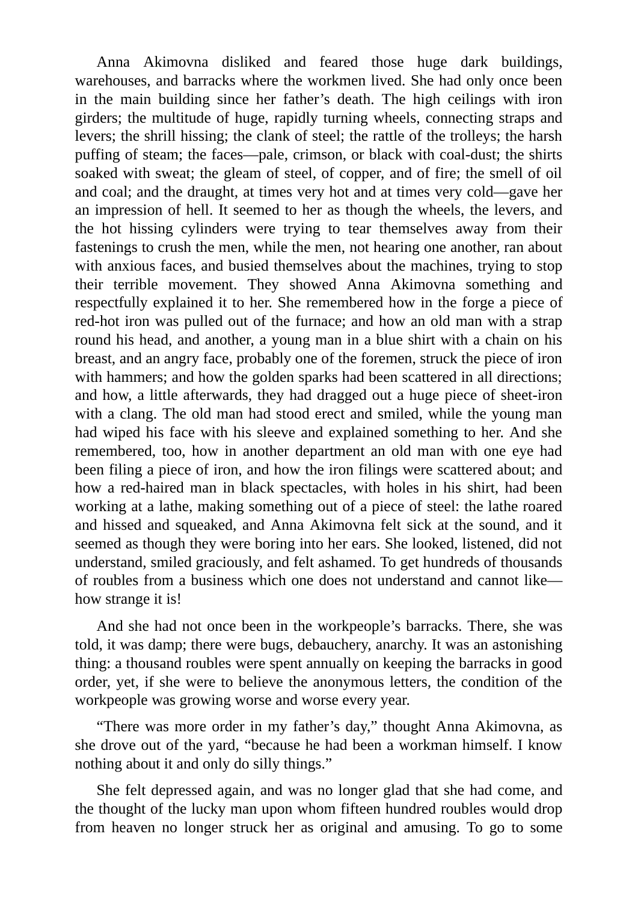Anna Akimovna disliked and feared those huge dark buildings, warehouses, and barracks where the workmen lived. She had only once been in the main building since her father's death. The high ceilings with iron girders; the multitude of huge, rapidly turning wheels, connecting straps and levers; the shrill hissing; the clank of steel; the rattle of the trolleys; the harsh puffing of steam; the faces—pale, crimson, or black with coal-dust; the shirts soaked with sweat; the gleam of steel, of copper, and of fire; the smell of oil and coal; and the draught, at times very hot and at times very cold—gave her an impression of hell. It seemed to her as though the wheels, the levers, and the hot hissing cylinders were trying to tear themselves away from their fastenings to crush the men, while the men, not hearing one another, ran about with anxious faces, and busied themselves about the machines, trying to stop their terrible movement. They showed Anna Akimovna something and respectfully explained it to her. She remembered how in the forge a piece of red-hot iron was pulled out of the furnace; and how an old man with a strap round his head, and another, a young man in a blue shirt with a chain on his breast, and an angry face, probably one of the foremen, struck the piece of iron with hammers; and how the golden sparks had been scattered in all directions; and how, a little afterwards, they had dragged out a huge piece of sheet-iron with a clang. The old man had stood erect and smiled, while the young man had wiped his face with his sleeve and explained something to her. And she remembered, too, how in another department an old man with one eye had been filing a piece of iron, and how the iron filings were scattered about; and how a red-haired man in black spectacles, with holes in his shirt, had been working at a lathe, making something out of a piece of steel: the lathe roared and hissed and squeaked, and Anna Akimovna felt sick at the sound, and it seemed as though they were boring into her ears. She looked, listened, did not understand, smiled graciously, and felt ashamed. To get hundreds of thousands of roubles from a business which one does not understand and cannot like—how strange it is!

And she had not once been in the workpeople's barracks. There, she was told, it was damp; there were bugs, debauchery, anarchy. It was an astonishing thing: a thousand roubles were spent annually on keeping the barracks in good order, yet, if she were to believe the anonymous letters, the condition of the workpeople was growing worse and worse every year.

"There was more order in my father's day," thought Anna Akimovna, as she drove out of the yard, "because he had been a workman himself. I know nothing about it and only do silly things."

She felt depressed again, and was no longer glad that she had come, and the thought of the lucky man upon whom fifteen hundred roubles would drop from heaven no longer struck her as original and amusing. To go to some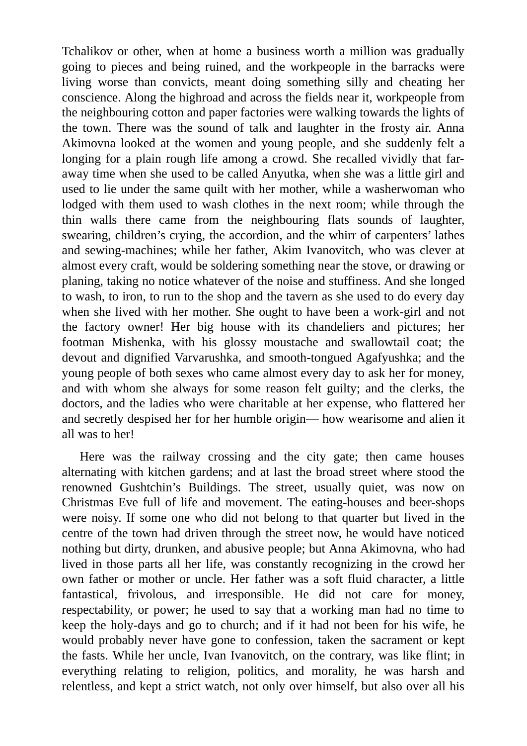Tchalikov or other, when at home a business worth a million was gradually going to pieces and being ruined, and the workpeople in the barracks were living worse than convicts, meant doing something silly and cheating her conscience. Along the highroad and across the fields near it, workpeople from the neighbouring cotton and paper factories were walking towards the lights of the town. There was the sound of talk and laughter in the frosty air. Anna Akimovna looked at the women and young people, and she suddenly felt a longing for a plain rough life among a crowd. She recalled vividly that far-away time when she used to be called Anyutka, when she was a little girl and used to lie under the same quilt with her mother, while a washerwoman who lodged with them used to wash clothes in the next room; while through the thin walls there came from the neighbouring flats sounds of laughter, swearing, children's crying, the accordion, and the whirr of carpenters' lathes and sewing-machines; while her father, Akim Ivanovitch, who was clever at almost every craft, would be soldering something near the stove, or drawing or planing, taking no notice whatever of the noise and stuffiness. And she longed to wash, to iron, to run to the shop and the tavern as she used to do every day when she lived with her mother. She ought to have been a work-girl and not the factory owner! Her big house with its chandeliers and pictures; her footman Mishenka, with his glossy moustache and swallowtail coat; the devout and dignified Varvarushka, and smooth-tongued Agafyushka; and the young people of both sexes who came almost every day to ask her for money, and with whom she always for some reason felt guilty; and the clerks, the doctors, and the ladies who were charitable at her expense, who flattered her and secretly despised her for her humble origin— how wearisome and alien it all was to her!

Here was the railway crossing and the city gate; then came houses alternating with kitchen gardens; and at last the broad street where stood the renowned Gushtchin's Buildings. The street, usually quiet, was now on Christmas Eve full of life and movement. The eating-houses and beer-shops were noisy. If some one who did not belong to that quarter but lived in the centre of the town had driven through the street now, he would have noticed nothing but dirty, drunken, and abusive people; but Anna Akimovna, who had lived in those parts all her life, was constantly recognizing in the crowd her own father or mother or uncle. Her father was a soft fluid character, a little fantastical, frivolous, and irresponsible. He did not care for money, respectability, or power; he used to say that a working man had no time to keep the holy-days and go to church; and if it had not been for his wife, he would probably never have gone to confession, taken the sacrament or kept the fasts. While her uncle, Ivan Ivanovitch, on the contrary, was like flint; in everything relating to religion, politics, and morality, he was harsh and relentless, and kept a strict watch, not only over himself, but also over all his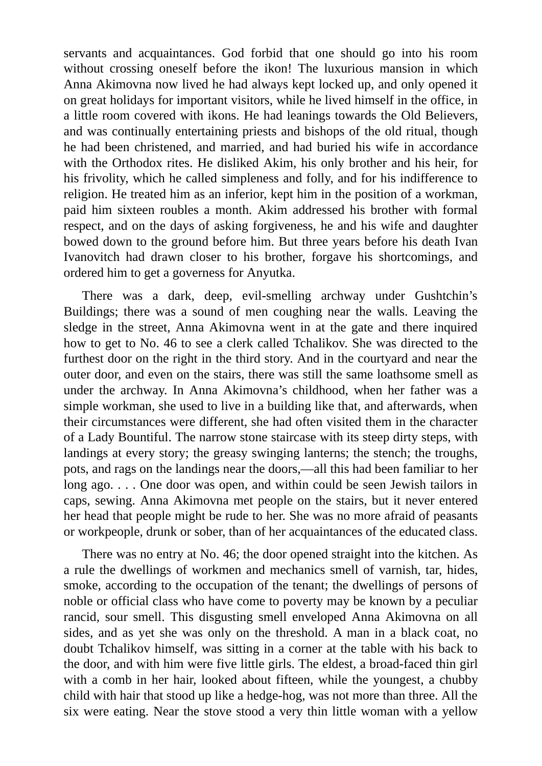servants and acquaintances. God forbid that one should go into his room without crossing oneself before the ikon! The luxurious mansion in which Anna Akimovna now lived he had always kept locked up, and only opened it on great holidays for important visitors, while he lived himself in the office, in a little room covered with ikons. He had leanings towards the Old Believers, and was continually entertaining priests and bishops of the old ritual, though he had been christened, and married, and had buried his wife in accordance with the Orthodox rites. He disliked Akim, his only brother and his heir, for his frivolity, which he called simpleness and folly, and for his indifference to religion. He treated him as an inferior, kept him in the position of a workman, paid him sixteen roubles a month. Akim addressed his brother with formal respect, and on the days of asking forgiveness, he and his wife and daughter bowed down to the ground before him. But three years before his death Ivan Ivanovitch had drawn closer to his brother, forgave his shortcomings, and ordered him to get a governess for Anyutka.

There was a dark, deep, evil-smelling archway under Gushtchin's Buildings; there was a sound of men coughing near the walls. Leaving the sledge in the street, Anna Akimovna went in at the gate and there inquired how to get to No. 46 to see a clerk called Tchalikov. She was directed to the furthest door on the right in the third story. And in the courtyard and near the outer door, and even on the stairs, there was still the same loathsome smell as under the archway. In Anna Akimovna's childhood, when her father was a simple workman, she used to live in a building like that, and afterwards, when their circumstances were different, she had often visited them in the character of a Lady Bountiful. The narrow stone staircase with its steep dirty steps, with landings at every story; the greasy swinging lanterns; the stench; the troughs, pots, and rags on the landings near the doors,—all this had been familiar to her long ago. . . . One door was open, and within could be seen Jewish tailors in caps, sewing. Anna Akimovna met people on the stairs, but it never entered her head that people might be rude to her. She was no more afraid of peasants or workpeople, drunk or sober, than of her acquaintances of the educated class.

There was no entry at No. 46; the door opened straight into the kitchen. As a rule the dwellings of workmen and mechanics smell of varnish, tar, hides, smoke, according to the occupation of the tenant; the dwellings of persons of noble or official class who have come to poverty may be known by a peculiar rancid, sour smell. This disgusting smell enveloped Anna Akimovna on all sides, and as yet she was only on the threshold. A man in a black coat, no doubt Tchalikov himself, was sitting in a corner at the table with his back to the door, and with him were five little girls. The eldest, a broad-faced thin girl with a comb in her hair, looked about fifteen, while the youngest, a chubby child with hair that stood up like a hedge-hog, was not more than three. All the six were eating. Near the stove stood a very thin little woman with a yellow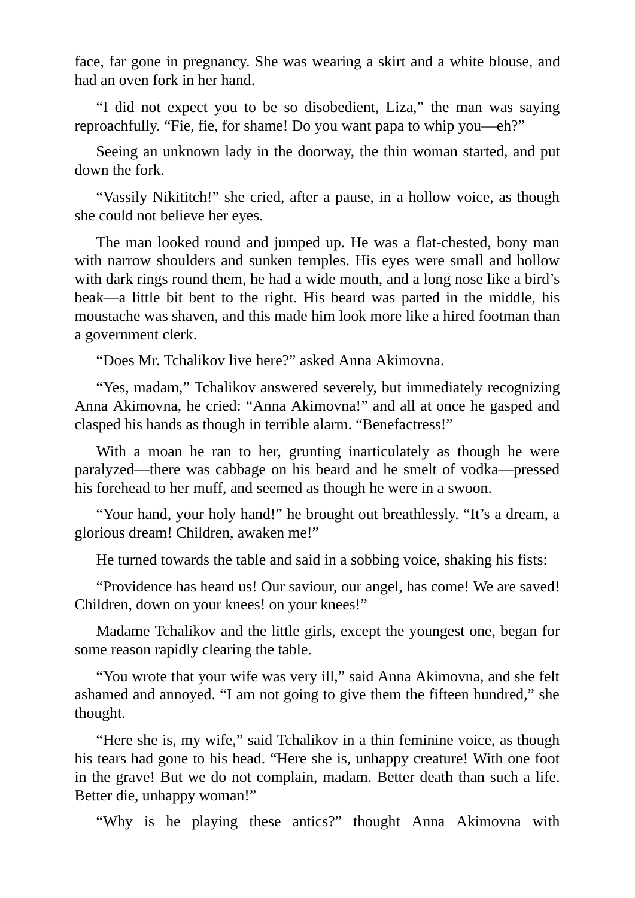face, far gone in pregnancy. She was wearing a skirt and a white blouse, and had an oven fork in her hand.

"I did not expect you to be so disobedient, Liza," the man was saying reproachfully. "Fie, fie, for shame! Do you want papa to whip you—eh?"

Seeing an unknown lady in the doorway, the thin woman started, and put down the fork.

"Vassily Nikititch!" she cried, after a pause, in a hollow voice, as though she could not believe her eyes.

The man looked round and jumped up. He was a flat-chested, bony man with narrow shoulders and sunken temples. His eyes were small and hollow with dark rings round them, he had a wide mouth, and a long nose like a bird's beak—a little bit bent to the right. His beard was parted in the middle, his moustache was shaven, and this made him look more like a hired footman than a government clerk.

"Does Mr. Tchalikov live here?" asked Anna Akimovna.

"Yes, madam," Tchalikov answered severely, but immediately recognizing Anna Akimovna, he cried: "Anna Akimovna!" and all at once he gasped and clasped his hands as though in terrible alarm. "Benefactress!"

With a moan he ran to her, grunting inarticulately as though he were paralyzed—there was cabbage on his beard and he smelt of vodka—pressed his forehead to her muff, and seemed as though he were in a swoon.

"Your hand, your holy hand!" he brought out breathlessly. "It's a dream, a glorious dream! Children, awaken me!"

He turned towards the table and said in a sobbing voice, shaking his fists:

"Providence has heard us! Our saviour, our angel, has come! We are saved! Children, down on your knees! on your knees!"

Madame Tchalikov and the little girls, except the youngest one, began for some reason rapidly clearing the table.

"You wrote that your wife was very ill," said Anna Akimovna, and she felt ashamed and annoyed. "I am not going to give them the fifteen hundred," she thought.

"Here she is, my wife," said Tchalikov in a thin feminine voice, as though his tears had gone to his head. "Here she is, unhappy creature! With one foot in the grave! But we do not complain, madam. Better death than such a life. Better die, unhappy woman!"

"Why is he playing these antics?" thought Anna Akimovna with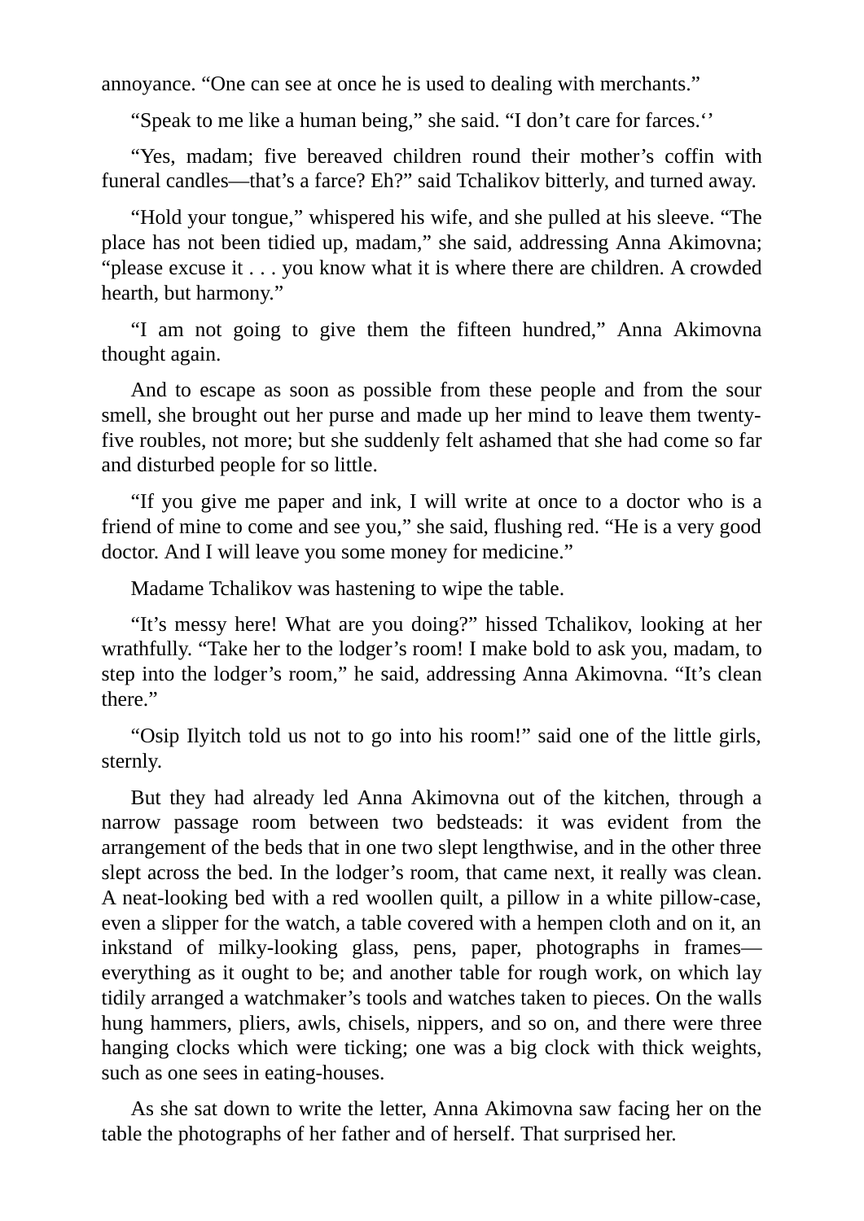annoyance. “One can see at once he is used to dealing with merchants.”

“Speak to me like a human being,” she said. “I don’t care for farces.‘’

“Yes, madam; five bereaved children round their mother’s coffin with funeral candles—that’s a farce? Eh?” said Tchalikov bitterly, and turned away.

“Hold your tongue,” whispered his wife, and she pulled at his sleeve. “The place has not been tidied up, madam,” she said, addressing Anna Akimovna; “please excuse it . . . you know what it is where there are children. A crowded hearth, but harmony.”

“I am not going to give them the fifteen hundred,” Anna Akimovna thought again.

And to escape as soon as possible from these people and from the sour smell, she brought out her purse and made up her mind to leave them twenty-five roubles, not more; but she suddenly felt ashamed that she had come so far and disturbed people for so little.

“If you give me paper and ink, I will write at once to a doctor who is a friend of mine to come and see you,” she said, flushing red. “He is a very good doctor. And I will leave you some money for medicine.”

Madame Tchalikov was hastening to wipe the table.

“It’s messy here! What are you doing?” hissed Tchalikov, looking at her wrathfully. “Take her to the lodger’s room! I make bold to ask you, madam, to step into the lodger’s room,” he said, addressing Anna Akimovna. “It’s clean there.”

“Osip Ilyitch told us not to go into his room!” said one of the little girls, sternly.

But they had already led Anna Akimovna out of the kitchen, through a narrow passage room between two bedsteads: it was evident from the arrangement of the beds that in one two slept lengthwise, and in the other three slept across the bed. In the lodger’s room, that came next, it really was clean. A neat-looking bed with a red woollen quilt, a pillow in a white pillow-case, even a slipper for the watch, a table covered with a hempen cloth and on it, an inkstand of milky-looking glass, pens, paper, photographs in frames—everything as it ought to be; and another table for rough work, on which lay tidily arranged a watchmaker’s tools and watches taken to pieces. On the walls hung hammers, pliers, awls, chisels, nippers, and so on, and there were three hanging clocks which were ticking; one was a big clock with thick weights, such as one sees in eating-houses.

As she sat down to write the letter, Anna Akimovna saw facing her on the table the photographs of her father and of herself. That surprised her.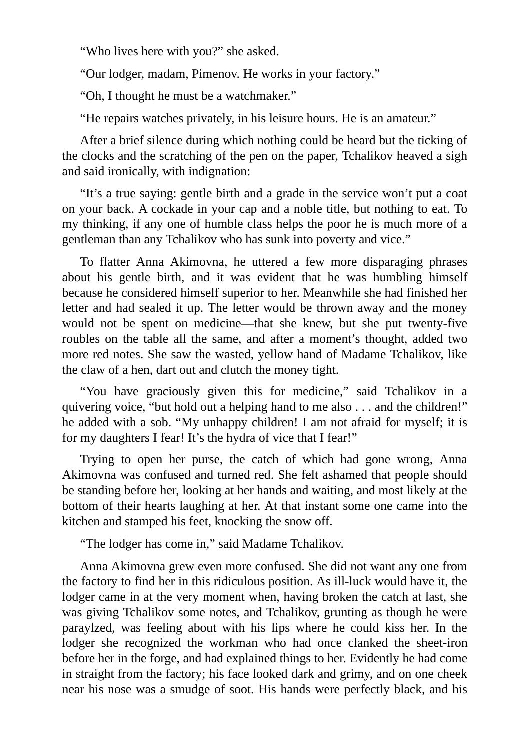"Who lives here with you?" she asked.

"Our lodger, madam, Pimenov. He works in your factory."

"Oh, I thought he must be a watchmaker."

"He repairs watches privately, in his leisure hours. He is an amateur."

After a brief silence during which nothing could be heard but the ticking of the clocks and the scratching of the pen on the paper, Tchalikov heaved a sigh and said ironically, with indignation:

"It's a true saying: gentle birth and a grade in the service won't put a coat on your back. A cockade in your cap and a noble title, but nothing to eat. To my thinking, if any one of humble class helps the poor he is much more of a gentleman than any Tchalikov who has sunk into poverty and vice."

To flatter Anna Akimovna, he uttered a few more disparaging phrases about his gentle birth, and it was evident that he was humbling himself because he considered himself superior to her. Meanwhile she had finished her letter and had sealed it up. The letter would be thrown away and the money would not be spent on medicine—that she knew, but she put twenty-five roubles on the table all the same, and after a moment's thought, added two more red notes. She saw the wasted, yellow hand of Madame Tchalikov, like the claw of a hen, dart out and clutch the money tight.

"You have graciously given this for medicine," said Tchalikov in a quivering voice, "but hold out a helping hand to me also . . . and the children!" he added with a sob. "My unhappy children! I am not afraid for myself; it is for my daughters I fear! It's the hydra of vice that I fear!"

Trying to open her purse, the catch of which had gone wrong, Anna Akimovna was confused and turned red. She felt ashamed that people should be standing before her, looking at her hands and waiting, and most likely at the bottom of their hearts laughing at her. At that instant some one came into the kitchen and stamped his feet, knocking the snow off.

"The lodger has come in," said Madame Tchalikov.

Anna Akimovna grew even more confused. She did not want any one from the factory to find her in this ridiculous position. As ill-luck would have it, the lodger came in at the very moment when, having broken the catch at last, she was giving Tchalikov some notes, and Tchalikov, grunting as though he were paraylzed, was feeling about with his lips where he could kiss her. In the lodger she recognized the workman who had once clanked the sheet-iron before her in the forge, and had explained things to her. Evidently he had come in straight from the factory; his face looked dark and grimy, and on one cheek near his nose was a smudge of soot. His hands were perfectly black, and his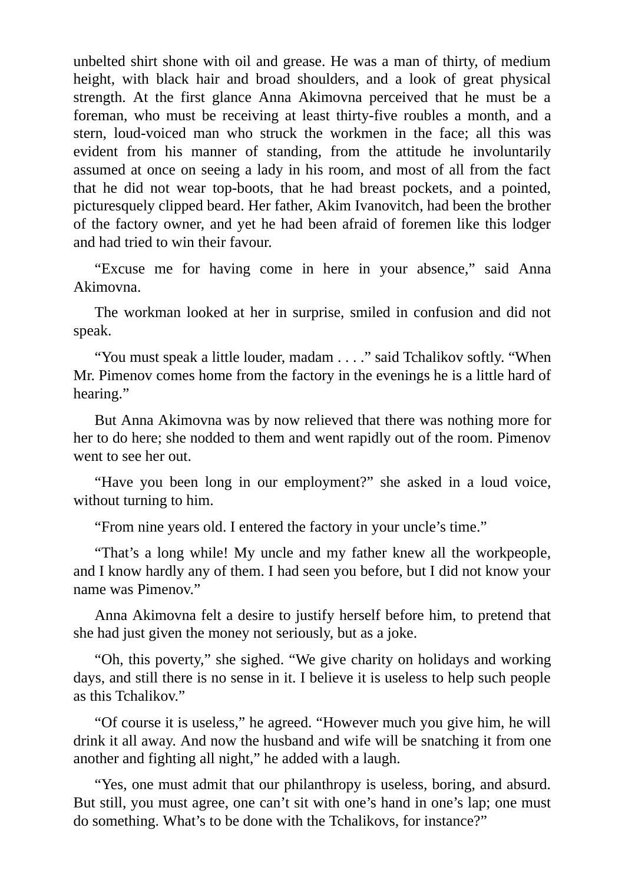unbelted shirt shone with oil and grease. He was a man of thirty, of medium height, with black hair and broad shoulders, and a look of great physical strength. At the first glance Anna Akimovna perceived that he must be a foreman, who must be receiving at least thirty-five roubles a month, and a stern, loud-voiced man who struck the workmen in the face; all this was evident from his manner of standing, from the attitude he involuntarily assumed at once on seeing a lady in his room, and most of all from the fact that he did not wear top-boots, that he had breast pockets, and a pointed, picturesquely clipped beard. Her father, Akim Ivanovitch, had been the brother of the factory owner, and yet he had been afraid of foremen like this lodger and had tried to win their favour.

“Excuse me for having come in here in your absence,” said Anna Akimovna.

The workman looked at her in surprise, smiled in confusion and did not speak.

“You must speak a little louder, madam . . . .” said Tchalikov softly. “When Mr. Pimenov comes home from the factory in the evenings he is a little hard of hearing.”

But Anna Akimovna was by now relieved that there was nothing more for her to do here; she nodded to them and went rapidly out of the room. Pimenov went to see her out.

“Have you been long in our employment?” she asked in a loud voice, without turning to him.

“From nine years old. I entered the factory in your uncle’s time.”

“That’s a long while! My uncle and my father knew all the workpeople, and I know hardly any of them. I had seen you before, but I did not know your name was Pimenov.”

Anna Akimovna felt a desire to justify herself before him, to pretend that she had just given the money not seriously, but as a joke.

“Oh, this poverty,” she sighed. “We give charity on holidays and working days, and still there is no sense in it. I believe it is useless to help such people as this Tchalikov.”

“Of course it is useless,” he agreed. “However much you give him, he will drink it all away. And now the husband and wife will be snatching it from one another and fighting all night,” he added with a laugh.

“Yes, one must admit that our philanthropy is useless, boring, and absurd. But still, you must agree, one can’t sit with one’s hand in one’s lap; one must do something. What’s to be done with the Tchalikovs, for instance?”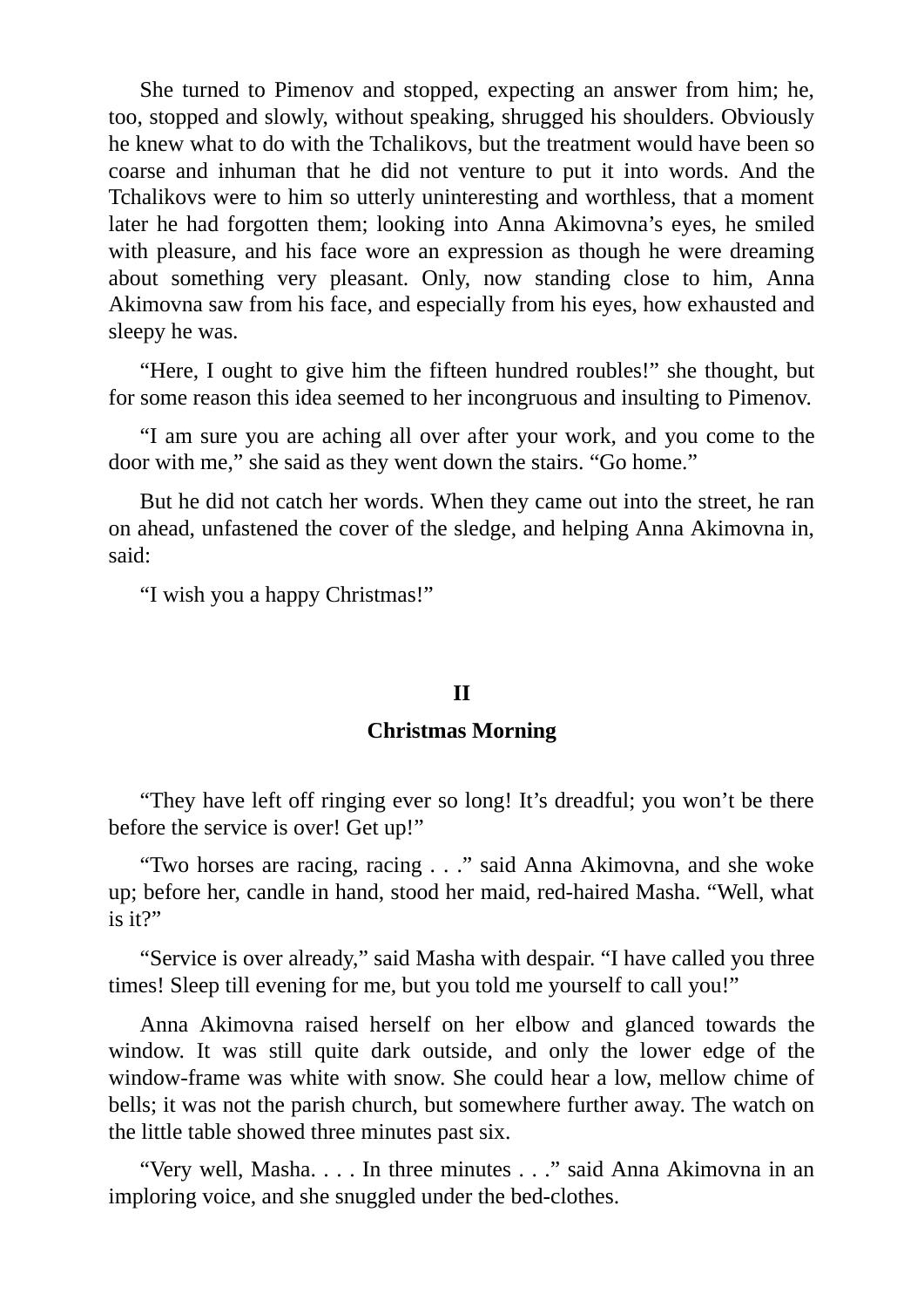She turned to Pimenov and stopped, expecting an answer from him; he, too, stopped and slowly, without speaking, shrugged his shoulders. Obviously he knew what to do with the Tchalikovs, but the treatment would have been so coarse and inhuman that he did not venture to put it into words. And the Tchalikovs were to him so utterly uninteresting and worthless, that a moment later he had forgotten them; looking into Anna Akimovna's eyes, he smiled with pleasure, and his face wore an expression as though he were dreaming about something very pleasant. Only, now standing close to him, Anna Akimovna saw from his face, and especially from his eyes, how exhausted and sleepy he was.

"Here, I ought to give him the fifteen hundred roubles!" she thought, but for some reason this idea seemed to her incongruous and insulting to Pimenov.

"I am sure you are aching all over after your work, and you come to the door with me," she said as they went down the stairs. "Go home."

But he did not catch her words. When they came out into the street, he ran on ahead, unfastened the cover of the sledge, and helping Anna Akimovna in, said:

"I wish you a happy Christmas!"

## II

### Christmas Morning

"They have left off ringing ever so long! It's dreadful; you won't be there before the service is over! Get up!"

"Two horses are racing, racing . . ." said Anna Akimovna, and she woke up; before her, candle in hand, stood her maid, red-haired Masha. "Well, what is it?"

"Service is over already," said Masha with despair. "I have called you three times! Sleep till evening for me, but you told me yourself to call you!"

Anna Akimovna raised herself on her elbow and glanced towards the window. It was still quite dark outside, and only the lower edge of the window-frame was white with snow. She could hear a low, mellow chime of bells; it was not the parish church, but somewhere further away. The watch on the little table showed three minutes past six.

"Very well, Masha. . . . In three minutes . . ." said Anna Akimovna in an imploring voice, and she snuggled under the bed-clothes.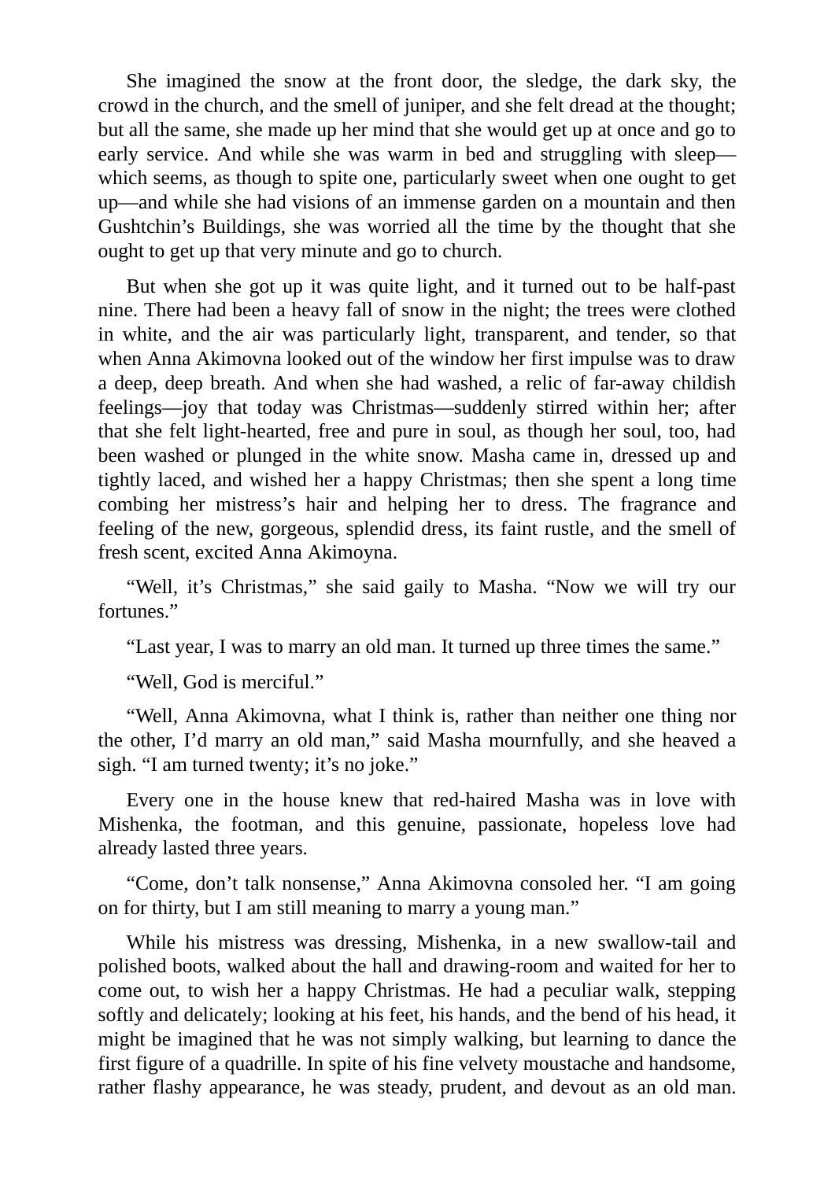She imagined the snow at the front door, the sledge, the dark sky, the crowd in the church, and the smell of juniper, and she felt dread at the thought; but all the same, she made up her mind that she would get up at once and go to early service. And while she was warm in bed and struggling with sleep—which seems, as though to spite one, particularly sweet when one ought to get up—and while she had visions of an immense garden on a mountain and then Gushtchin's Buildings, she was worried all the time by the thought that she ought to get up that very minute and go to church.

But when she got up it was quite light, and it turned out to be half-past nine. There had been a heavy fall of snow in the night; the trees were clothed in white, and the air was particularly light, transparent, and tender, so that when Anna Akimovna looked out of the window her first impulse was to draw a deep, deep breath. And when she had washed, a relic of far-away childish feelings—joy that today was Christmas—suddenly stirred within her; after that she felt light-hearted, free and pure in soul, as though her soul, too, had been washed or plunged in the white snow. Masha came in, dressed up and tightly laced, and wished her a happy Christmas; then she spent a long time combing her mistress's hair and helping her to dress. The fragrance and feeling of the new, gorgeous, splendid dress, its faint rustle, and the smell of fresh scent, excited Anna Akimoyna.

"Well, it's Christmas," she said gaily to Masha. "Now we will try our fortunes."

"Last year, I was to marry an old man. It turned up three times the same."

"Well, God is merciful."

"Well, Anna Akimovna, what I think is, rather than neither one thing nor the other, I'd marry an old man," said Masha mournfully, and she heaved a sigh. "I am turned twenty; it's no joke."

Every one in the house knew that red-haired Masha was in love with Mishenka, the footman, and this genuine, passionate, hopeless love had already lasted three years.

"Come, don't talk nonsense," Anna Akimovna consoled her. "I am going on for thirty, but I am still meaning to marry a young man."

While his mistress was dressing, Mishenka, in a new swallow-tail and polished boots, walked about the hall and drawing-room and waited for her to come out, to wish her a happy Christmas. He had a peculiar walk, stepping softly and delicately; looking at his feet, his hands, and the bend of his head, it might be imagined that he was not simply walking, but learning to dance the first figure of a quadrille. In spite of his fine velvety moustache and handsome, rather flashy appearance, he was steady, prudent, and devout as an old man.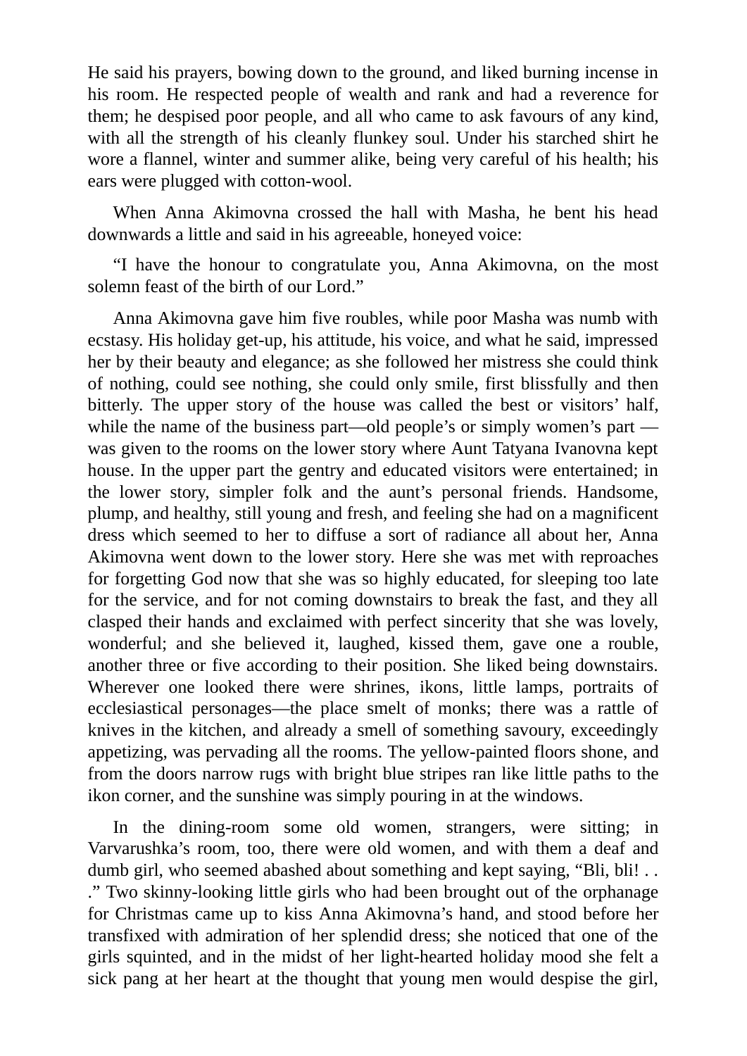He said his prayers, bowing down to the ground, and liked burning incense in his room. He respected people of wealth and rank and had a reverence for them; he despised poor people, and all who came to ask favours of any kind, with all the strength of his cleanly flunkey soul. Under his starched shirt he wore a flannel, winter and summer alike, being very careful of his health; his ears were plugged with cotton-wool.

When Anna Akimovna crossed the hall with Masha, he bent his head downwards a little and said in his agreeable, honeyed voice:

“I have the honour to congratulate you, Anna Akimovna, on the most solemn feast of the birth of our Lord.”

Anna Akimovna gave him five roubles, while poor Masha was numb with ecstasy. His holiday get-up, his attitude, his voice, and what he said, impressed her by their beauty and elegance; as she followed her mistress she could think of nothing, could see nothing, she could only smile, first blissfully and then bitterly. The upper story of the house was called the best or visitors’ half, while the name of the business part—old people’s or simply women’s part —was given to the rooms on the lower story where Aunt Tatyana Ivanovna kept house. In the upper part the gentry and educated visitors were entertained; in the lower story, simpler folk and the aunt’s personal friends. Handsome, plump, and healthy, still young and fresh, and feeling she had on a magnificent dress which seemed to her to diffuse a sort of radiance all about her, Anna Akimovna went down to the lower story. Here she was met with reproaches for forgetting God now that she was so highly educated, for sleeping too late for the service, and for not coming downstairs to break the fast, and they all clasped their hands and exclaimed with perfect sincerity that she was lovely, wonderful; and she believed it, laughed, kissed them, gave one a rouble, another three or five according to their position. She liked being downstairs. Wherever one looked there were shrines, ikons, little lamps, portraits of ecclesiastical personages—the place smelt of monks; there was a rattle of knives in the kitchen, and already a smell of something savoury, exceedingly appetizing, was pervading all the rooms. The yellow-painted floors shone, and from the doors narrow rugs with bright blue stripes ran like little paths to the ikon corner, and the sunshine was simply pouring in at the windows.

In the dining-room some old women, strangers, were sitting; in Varvarushka’s room, too, there were old women, and with them a deaf and dumb girl, who seemed abashed about something and kept saying, “Bli, bli! . . .” Two skinny-looking little girls who had been brought out of the orphanage for Christmas came up to kiss Anna Akimovna’s hand, and stood before her transfixed with admiration of her splendid dress; she noticed that one of the girls squinted, and in the midst of her light-hearted holiday mood she felt a sick pang at her heart at the thought that young men would despise the girl,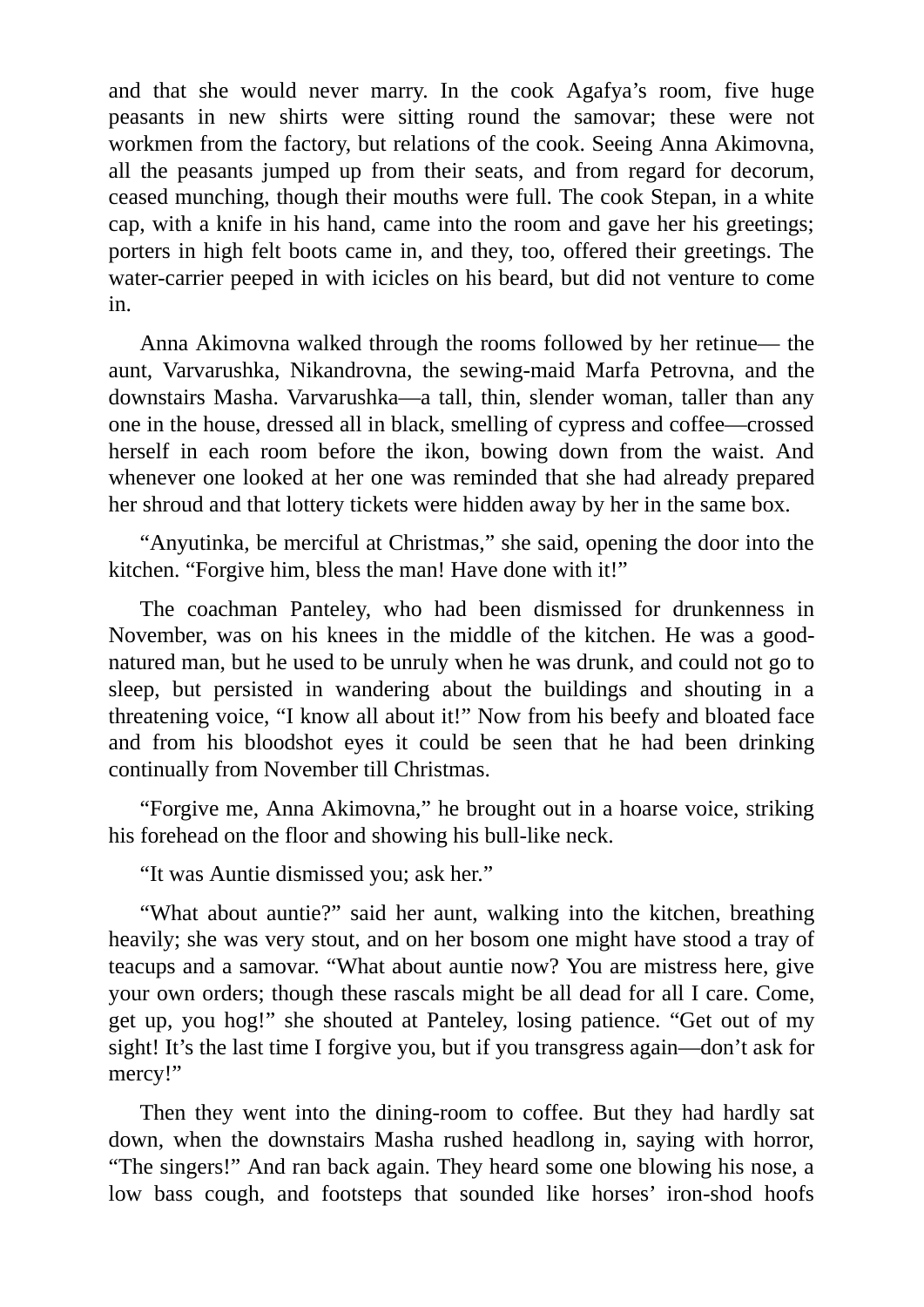and that she would never marry. In the cook Agafya's room, five huge peasants in new shirts were sitting round the samovar; these were not workmen from the factory, but relations of the cook. Seeing Anna Akimovna, all the peasants jumped up from their seats, and from regard for decorum, ceased munching, though their mouths were full. The cook Stepan, in a white cap, with a knife in his hand, came into the room and gave her his greetings; porters in high felt boots came in, and they, too, offered their greetings. The water-carrier peeped in with icicles on his beard, but did not venture to come in.

Anna Akimovna walked through the rooms followed by her retinue— the aunt, Varvarushka, Nikandrovna, the sewing-maid Marfa Petrovna, and the downstairs Masha. Varvarushka—a tall, thin, slender woman, taller than any one in the house, dressed all in black, smelling of cypress and coffee—crossed herself in each room before the ikon, bowing down from the waist. And whenever one looked at her one was reminded that she had already prepared her shroud and that lottery tickets were hidden away by her in the same box.

"Anyutinka, be merciful at Christmas," she said, opening the door into the kitchen. "Forgive him, bless the man! Have done with it!"

The coachman Panteley, who had been dismissed for drunkenness in November, was on his knees in the middle of the kitchen. He was a good-natured man, but he used to be unruly when he was drunk, and could not go to sleep, but persisted in wandering about the buildings and shouting in a threatening voice, "I know all about it!" Now from his beefy and bloated face and from his bloodshot eyes it could be seen that he had been drinking continually from November till Christmas.

"Forgive me, Anna Akimovna," he brought out in a hoarse voice, striking his forehead on the floor and showing his bull-like neck.

"It was Auntie dismissed you; ask her."

"What about auntie?" said her aunt, walking into the kitchen, breathing heavily; she was very stout, and on her bosom one might have stood a tray of teacups and a samovar. "What about auntie now? You are mistress here, give your own orders; though these rascals might be all dead for all I care. Come, get up, you hog!" she shouted at Panteley, losing patience. "Get out of my sight! It's the last time I forgive you, but if you transgress again—don't ask for mercy!"

Then they went into the dining-room to coffee. But they had hardly sat down, when the downstairs Masha rushed headlong in, saying with horror, "The singers!" And ran back again. They heard some one blowing his nose, a low bass cough, and footsteps that sounded like horses' iron-shod hoofs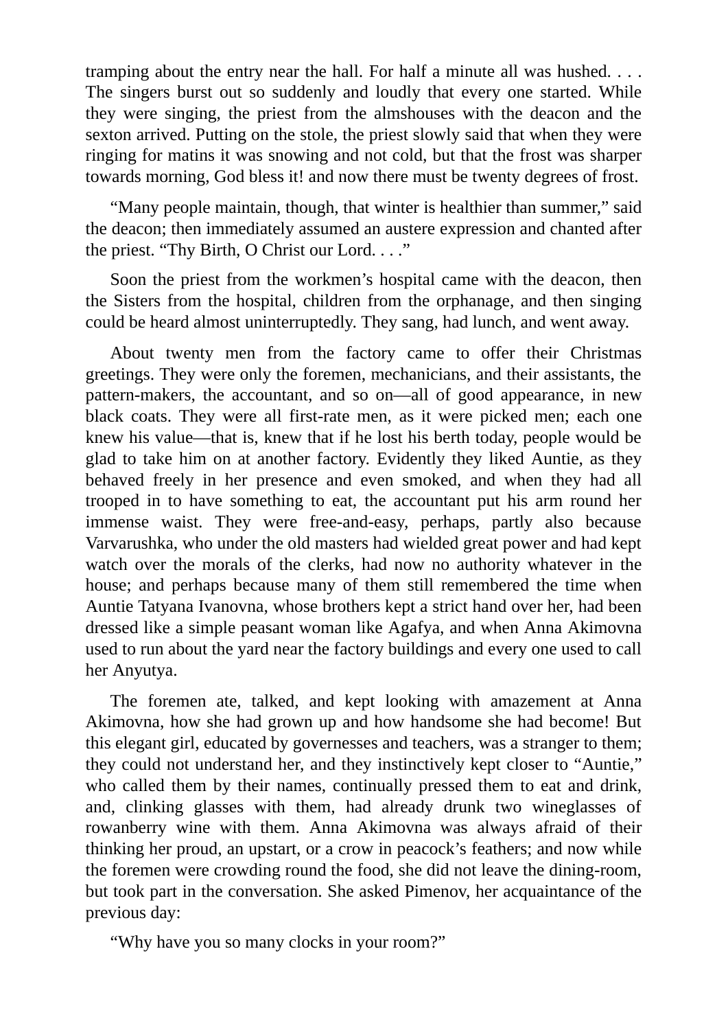tramping about the entry near the hall. For half a minute all was hushed. . . . The singers burst out so suddenly and loudly that every one started. While they were singing, the priest from the almshouses with the deacon and the sexton arrived. Putting on the stole, the priest slowly said that when they were ringing for matins it was snowing and not cold, but that the frost was sharper towards morning, God bless it! and now there must be twenty degrees of frost.

"Many people maintain, though, that winter is healthier than summer," said the deacon; then immediately assumed an austere expression and chanted after the priest. "Thy Birth, O Christ our Lord. . . ."

Soon the priest from the workmen's hospital came with the deacon, then the Sisters from the hospital, children from the orphanage, and then singing could be heard almost uninterruptedly. They sang, had lunch, and went away.

About twenty men from the factory came to offer their Christmas greetings. They were only the foremen, mechanicians, and their assistants, the pattern-makers, the accountant, and so on—all of good appearance, in new black coats. They were all first-rate men, as it were picked men; each one knew his value—that is, knew that if he lost his berth today, people would be glad to take him on at another factory. Evidently they liked Auntie, as they behaved freely in her presence and even smoked, and when they had all trooped in to have something to eat, the accountant put his arm round her immense waist. They were free-and-easy, perhaps, partly also because Varvarushka, who under the old masters had wielded great power and had kept watch over the morals of the clerks, had now no authority whatever in the house; and perhaps because many of them still remembered the time when Auntie Tatyana Ivanovna, whose brothers kept a strict hand over her, had been dressed like a simple peasant woman like Agafya, and when Anna Akimovna used to run about the yard near the factory buildings and every one used to call her Anyutya.

The foremen ate, talked, and kept looking with amazement at Anna Akimovna, how she had grown up and how handsome she had become! But this elegant girl, educated by governesses and teachers, was a stranger to them; they could not understand her, and they instinctively kept closer to "Auntie," who called them by their names, continually pressed them to eat and drink, and, clinking glasses with them, had already drunk two wineglasses of rowanberry wine with them. Anna Akimovna was always afraid of their thinking her proud, an upstart, or a crow in peacock's feathers; and now while the foremen were crowding round the food, she did not leave the dining-room, but took part in the conversation. She asked Pimenov, her acquaintance of the previous day:

"Why have you so many clocks in your room?"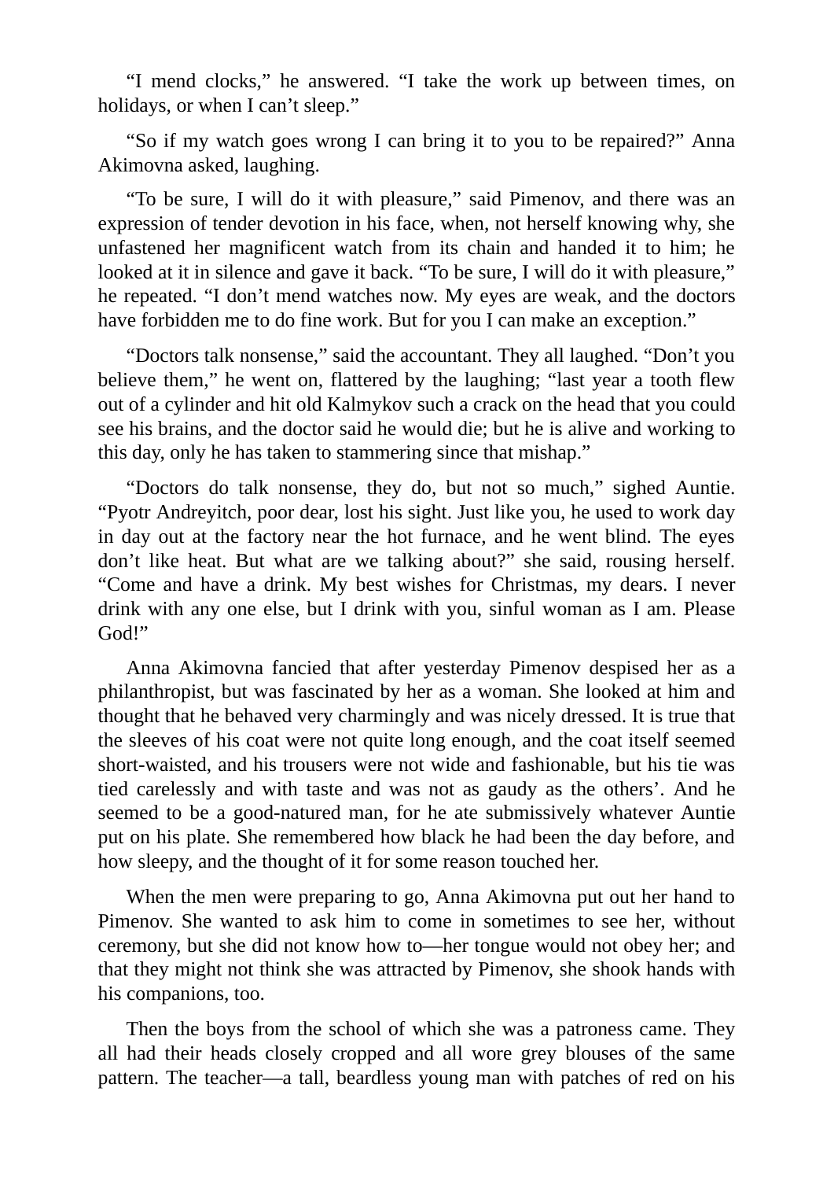“I mend clocks,” he answered. “I take the work up between times, on holidays, or when I can’t sleep.”

“So if my watch goes wrong I can bring it to you to be repaired?” Anna Akimovna asked, laughing.

“To be sure, I will do it with pleasure,” said Pimenov, and there was an expression of tender devotion in his face, when, not herself knowing why, she unfastened her magnificent watch from its chain and handed it to him; he looked at it in silence and gave it back. “To be sure, I will do it with pleasure,” he repeated. “I don’t mend watches now. My eyes are weak, and the doctors have forbidden me to do fine work. But for you I can make an exception.”

“Doctors talk nonsense,” said the accountant. They all laughed. “Don’t you believe them,” he went on, flattered by the laughing; “last year a tooth flew out of a cylinder and hit old Kalmykov such a crack on the head that you could see his brains, and the doctor said he would die; but he is alive and working to this day, only he has taken to stammering since that mishap.”

“Doctors do talk nonsense, they do, but not so much,” sighed Auntie. “Pyotr Andreyitch, poor dear, lost his sight. Just like you, he used to work day in day out at the factory near the hot furnace, and he went blind. The eyes don’t like heat. But what are we talking about?” she said, rousing herself. “Come and have a drink. My best wishes for Christmas, my dears. I never drink with any one else, but I drink with you, sinful woman as I am. Please God!”

Anna Akimovna fancied that after yesterday Pimenov despised her as a philanthropist, but was fascinated by her as a woman. She looked at him and thought that he behaved very charmingly and was nicely dressed. It is true that the sleeves of his coat were not quite long enough, and the coat itself seemed short-waisted, and his trousers were not wide and fashionable, but his tie was tied carelessly and with taste and was not as gaudy as the others’. And he seemed to be a good-natured man, for he ate submissively whatever Auntie put on his plate. She remembered how black he had been the day before, and how sleepy, and the thought of it for some reason touched her.

When the men were preparing to go, Anna Akimovna put out her hand to Pimenov. She wanted to ask him to come in sometimes to see her, without ceremony, but she did not know how to—her tongue would not obey her; and that they might not think she was attracted by Pimenov, she shook hands with his companions, too.

Then the boys from the school of which she was a patroness came. They all had their heads closely cropped and all wore grey blouses of the same pattern. The teacher—a tall, beardless young man with patches of red on his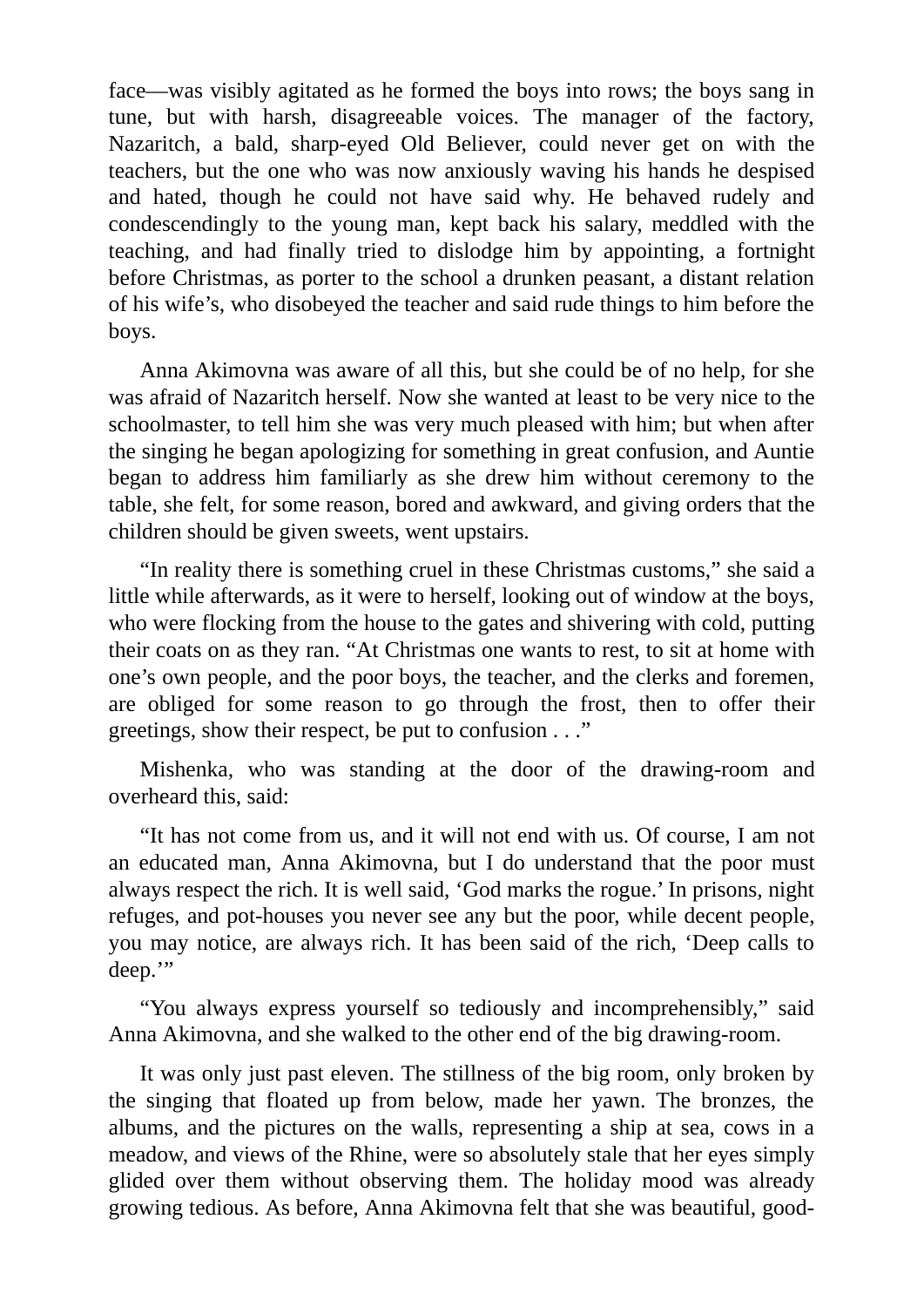face—was visibly agitated as he formed the boys into rows; the boys sang in tune, but with harsh, disagreeable voices. The manager of the factory, Nazaritch, a bald, sharp-eyed Old Believer, could never get on with the teachers, but the one who was now anxiously waving his hands he despised and hated, though he could not have said why. He behaved rudely and condescendingly to the young man, kept back his salary, meddled with the teaching, and had finally tried to dislodge him by appointing, a fortnight before Christmas, as porter to the school a drunken peasant, a distant relation of his wife's, who disobeyed the teacher and said rude things to him before the boys.

Anna Akimovna was aware of all this, but she could be of no help, for she was afraid of Nazaritch herself. Now she wanted at least to be very nice to the schoolmaster, to tell him she was very much pleased with him; but when after the singing he began apologizing for something in great confusion, and Auntie began to address him familiarly as she drew him without ceremony to the table, she felt, for some reason, bored and awkward, and giving orders that the children should be given sweets, went upstairs.

"In reality there is something cruel in these Christmas customs," she said a little while afterwards, as it were to herself, looking out of window at the boys, who were flocking from the house to the gates and shivering with cold, putting their coats on as they ran. "At Christmas one wants to rest, to sit at home with one's own people, and the poor boys, the teacher, and the clerks and foremen, are obliged for some reason to go through the frost, then to offer their greetings, show their respect, be put to confusion . . ."

Mishenka, who was standing at the door of the drawing-room and overheard this, said:

"It has not come from us, and it will not end with us. Of course, I am not an educated man, Anna Akimovna, but I do understand that the poor must always respect the rich. It is well said, 'God marks the rogue.' In prisons, night refuges, and pot-houses you never see any but the poor, while decent people, you may notice, are always rich. It has been said of the rich, 'Deep calls to deep.'"

"You always express yourself so tediously and incomprehensibly," said Anna Akimovna, and she walked to the other end of the big drawing-room.

It was only just past eleven. The stillness of the big room, only broken by the singing that floated up from below, made her yawn. The bronzes, the albums, and the pictures on the walls, representing a ship at sea, cows in a meadow, and views of the Rhine, were so absolutely stale that her eyes simply glided over them without observing them. The holiday mood was already growing tedious. As before, Anna Akimovna felt that she was beautiful, good-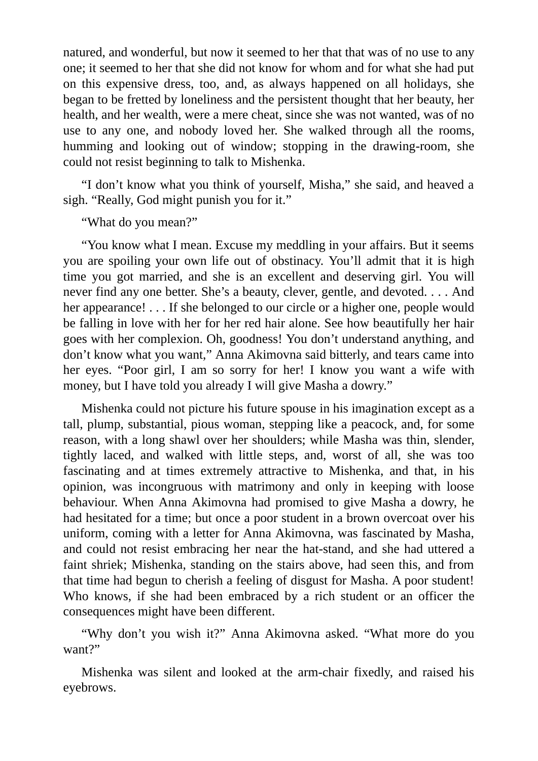natured, and wonderful, but now it seemed to her that that was of no use to any one; it seemed to her that she did not know for whom and for what she had put on this expensive dress, too, and, as always happened on all holidays, she began to be fretted by loneliness and the persistent thought that her beauty, her health, and her wealth, were a mere cheat, since she was not wanted, was of no use to any one, and nobody loved her. She walked through all the rooms, humming and looking out of window; stopping in the drawing-room, she could not resist beginning to talk to Mishenka.

"I don't know what you think of yourself, Misha," she said, and heaved a sigh. "Really, God might punish you for it."

"What do you mean?"

"You know what I mean. Excuse my meddling in your affairs. But it seems you are spoiling your own life out of obstinacy. You'll admit that it is high time you got married, and she is an excellent and deserving girl. You will never find any one better. She's a beauty, clever, gentle, and devoted. . . . And her appearance! . . . If she belonged to our circle or a higher one, people would be falling in love with her for her red hair alone. See how beautifully her hair goes with her complexion. Oh, goodness! You don't understand anything, and don't know what you want," Anna Akimovna said bitterly, and tears came into her eyes. "Poor girl, I am so sorry for her! I know you want a wife with money, but I have told you already I will give Masha a dowry."

Mishenka could not picture his future spouse in his imagination except as a tall, plump, substantial, pious woman, stepping like a peacock, and, for some reason, with a long shawl over her shoulders; while Masha was thin, slender, tightly laced, and walked with little steps, and, worst of all, she was too fascinating and at times extremely attractive to Mishenka, and that, in his opinion, was incongruous with matrimony and only in keeping with loose behaviour. When Anna Akimovna had promised to give Masha a dowry, he had hesitated for a time; but once a poor student in a brown overcoat over his uniform, coming with a letter for Anna Akimovna, was fascinated by Masha, and could not resist embracing her near the hat-stand, and she had uttered a faint shriek; Mishenka, standing on the stairs above, had seen this, and from that time had begun to cherish a feeling of disgust for Masha. A poor student! Who knows, if she had been embraced by a rich student or an officer the consequences might have been different.

"Why don't you wish it?" Anna Akimovna asked. "What more do you want?"

Mishenka was silent and looked at the arm-chair fixedly, and raised his eyebrows.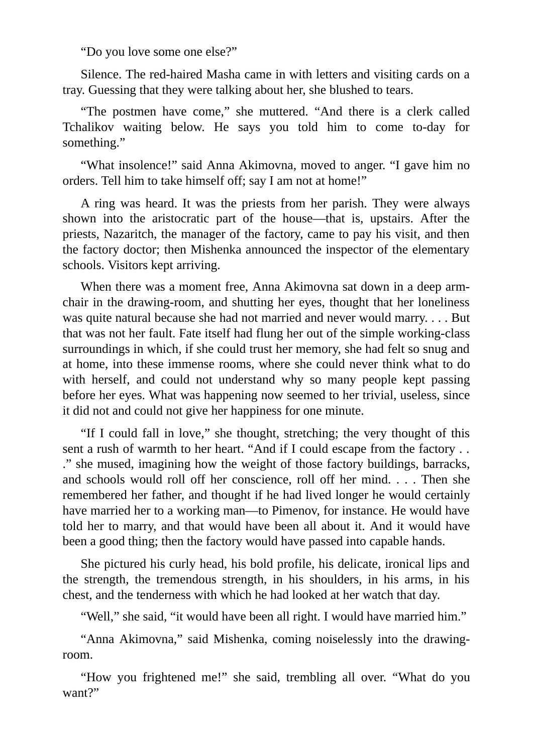"Do you love some one else?"

Silence. The red-haired Masha came in with letters and visiting cards on a tray. Guessing that they were talking about her, she blushed to tears.

"The postmen have come," she muttered. "And there is a clerk called Tchalikov waiting below. He says you told him to come to-day for something."

"What insolence!" said Anna Akimovna, moved to anger. "I gave him no orders. Tell him to take himself off; say I am not at home!"

A ring was heard. It was the priests from her parish. They were always shown into the aristocratic part of the house—that is, upstairs. After the priests, Nazaritch, the manager of the factory, came to pay his visit, and then the factory doctor; then Mishenka announced the inspector of the elementary schools. Visitors kept arriving.

When there was a moment free, Anna Akimovna sat down in a deep arm-chair in the drawing-room, and shutting her eyes, thought that her loneliness was quite natural because she had not married and never would marry. . . . But that was not her fault. Fate itself had flung her out of the simple working-class surroundings in which, if she could trust her memory, she had felt so snug and at home, into these immense rooms, where she could never think what to do with herself, and could not understand why so many people kept passing before her eyes. What was happening now seemed to her trivial, useless, since it did not and could not give her happiness for one minute.

"If I could fall in love," she thought, stretching; the very thought of this sent a rush of warmth to her heart. "And if I could escape from the factory . . ." she mused, imagining how the weight of those factory buildings, barracks, and schools would roll off her conscience, roll off her mind. . . . Then she remembered her father, and thought if he had lived longer he would certainly have married her to a working man—to Pimenov, for instance. He would have told her to marry, and that would have been all about it. And it would have been a good thing; then the factory would have passed into capable hands.

She pictured his curly head, his bold profile, his delicate, ironical lips and the strength, the tremendous strength, in his shoulders, in his arms, in his chest, and the tenderness with which he had looked at her watch that day.

"Well," she said, "it would have been all right. I would have married him."

"Anna Akimovna," said Mishenka, coming noiselessly into the drawing-room.

"How you frightened me!" she said, trembling all over. "What do you want?"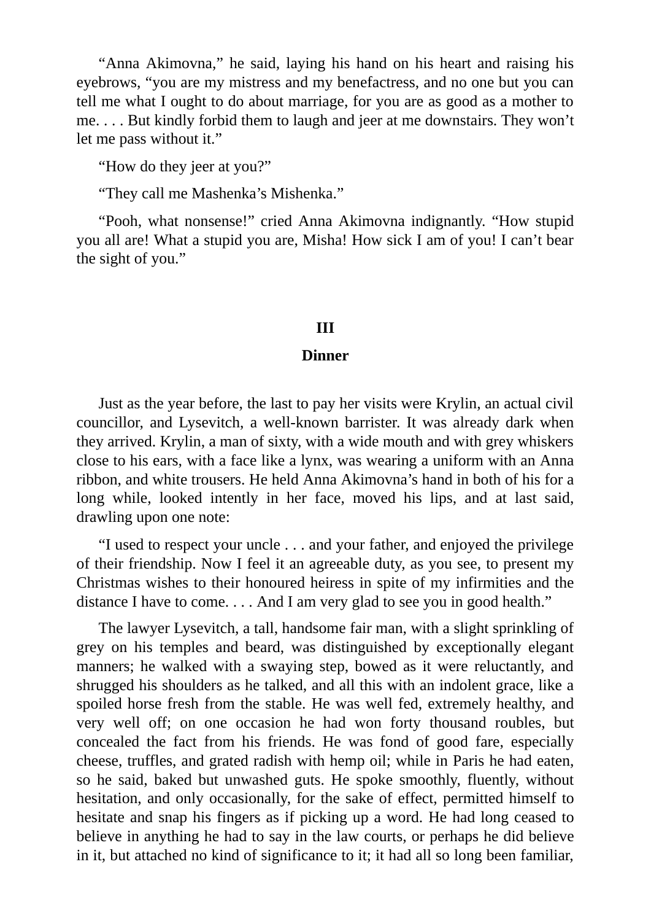“Anna Akimovna,” he said, laying his hand on his heart and raising his eyebrows, “you are my mistress and my benefactress, and no one but you can tell me what I ought to do about marriage, for you are as good as a mother to me. . . . But kindly forbid them to laugh and jeer at me downstairs. They won’t let me pass without it.”

“How do they jeer at you?”

“They call me Mashenka’s Mishenka.”

“Pooh, what nonsense!” cried Anna Akimovna indignantly. “How stupid you all are! What a stupid you are, Misha! How sick I am of you! I can’t bear the sight of you.”

## III

### Dinner

Just as the year before, the last to pay her visits were Krylin, an actual civil councillor, and Lysevitch, a well-known barrister. It was already dark when they arrived. Krylin, a man of sixty, with a wide mouth and with grey whiskers close to his ears, with a face like a lynx, was wearing a uniform with an Anna ribbon, and white trousers. He held Anna Akimovna’s hand in both of his for a long while, looked intently in her face, moved his lips, and at last said, drawling upon one note:

“I used to respect your uncle . . . and your father, and enjoyed the privilege of their friendship. Now I feel it an agreeable duty, as you see, to present my Christmas wishes to their honoured heiress in spite of my infirmities and the distance I have to come. . . . And I am very glad to see you in good health.”

The lawyer Lysevitch, a tall, handsome fair man, with a slight sprinkling of grey on his temples and beard, was distinguished by exceptionally elegant manners; he walked with a swaying step, bowed as it were reluctantly, and shrugged his shoulders as he talked, and all this with an indolent grace, like a spoiled horse fresh from the stable. He was well fed, extremely healthy, and very well off; on one occasion he had won forty thousand roubles, but concealed the fact from his friends. He was fond of good fare, especially cheese, truffles, and grated radish with hemp oil; while in Paris he had eaten, so he said, baked but unwashed guts. He spoke smoothly, fluently, without hesitation, and only occasionally, for the sake of effect, permitted himself to hesitate and snap his fingers as if picking up a word. He had long ceased to believe in anything he had to say in the law courts, or perhaps he did believe in it, but attached no kind of significance to it; it had all so long been familiar,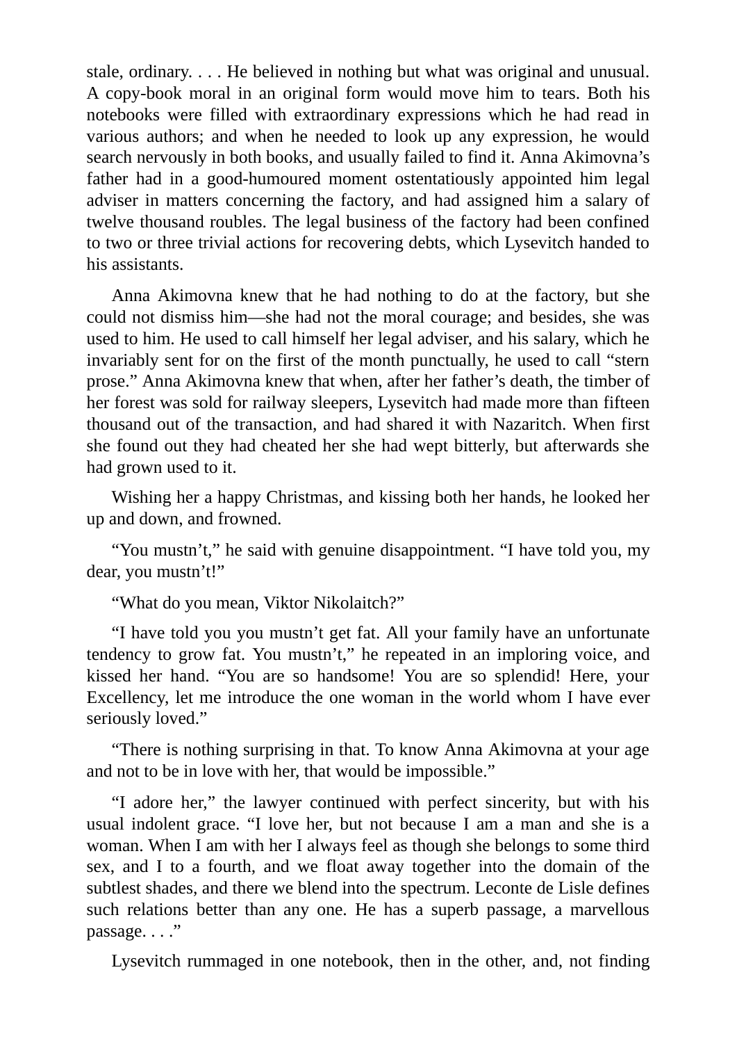stale, ordinary. . . . He believed in nothing but what was original and unusual. A copy-book moral in an original form would move him to tears. Both his notebooks were filled with extraordinary expressions which he had read in various authors; and when he needed to look up any expression, he would search nervously in both books, and usually failed to find it. Anna Akimovna's father had in a good-humoured moment ostentatiously appointed him legal adviser in matters concerning the factory, and had assigned him a salary of twelve thousand roubles. The legal business of the factory had been confined to two or three trivial actions for recovering debts, which Lysevitch handed to his assistants.

Anna Akimovna knew that he had nothing to do at the factory, but she could not dismiss him—she had not the moral courage; and besides, she was used to him. He used to call himself her legal adviser, and his salary, which he invariably sent for on the first of the month punctually, he used to call "stern prose." Anna Akimovna knew that when, after her father's death, the timber of her forest was sold for railway sleepers, Lysevitch had made more than fifteen thousand out of the transaction, and had shared it with Nazaritch. When first she found out they had cheated her she had wept bitterly, but afterwards she had grown used to it.

Wishing her a happy Christmas, and kissing both her hands, he looked her up and down, and frowned.

"You mustn't," he said with genuine disappointment. "I have told you, my dear, you mustn't!"

"What do you mean, Viktor Nikolaitch?"

"I have told you you mustn't get fat. All your family have an unfortunate tendency to grow fat. You mustn't," he repeated in an imploring voice, and kissed her hand. "You are so handsome! You are so splendid! Here, your Excellency, let me introduce the one woman in the world whom I have ever seriously loved."

"There is nothing surprising in that. To know Anna Akimovna at your age and not to be in love with her, that would be impossible."

"I adore her," the lawyer continued with perfect sincerity, but with his usual indolent grace. "I love her, but not because I am a man and she is a woman. When I am with her I always feel as though she belongs to some third sex, and I to a fourth, and we float away together into the domain of the subtlest shades, and there we blend into the spectrum. Leconte de Lisle defines such relations better than any one. He has a superb passage, a marvellous passage. . . ."

Lysevitch rummaged in one notebook, then in the other, and, not finding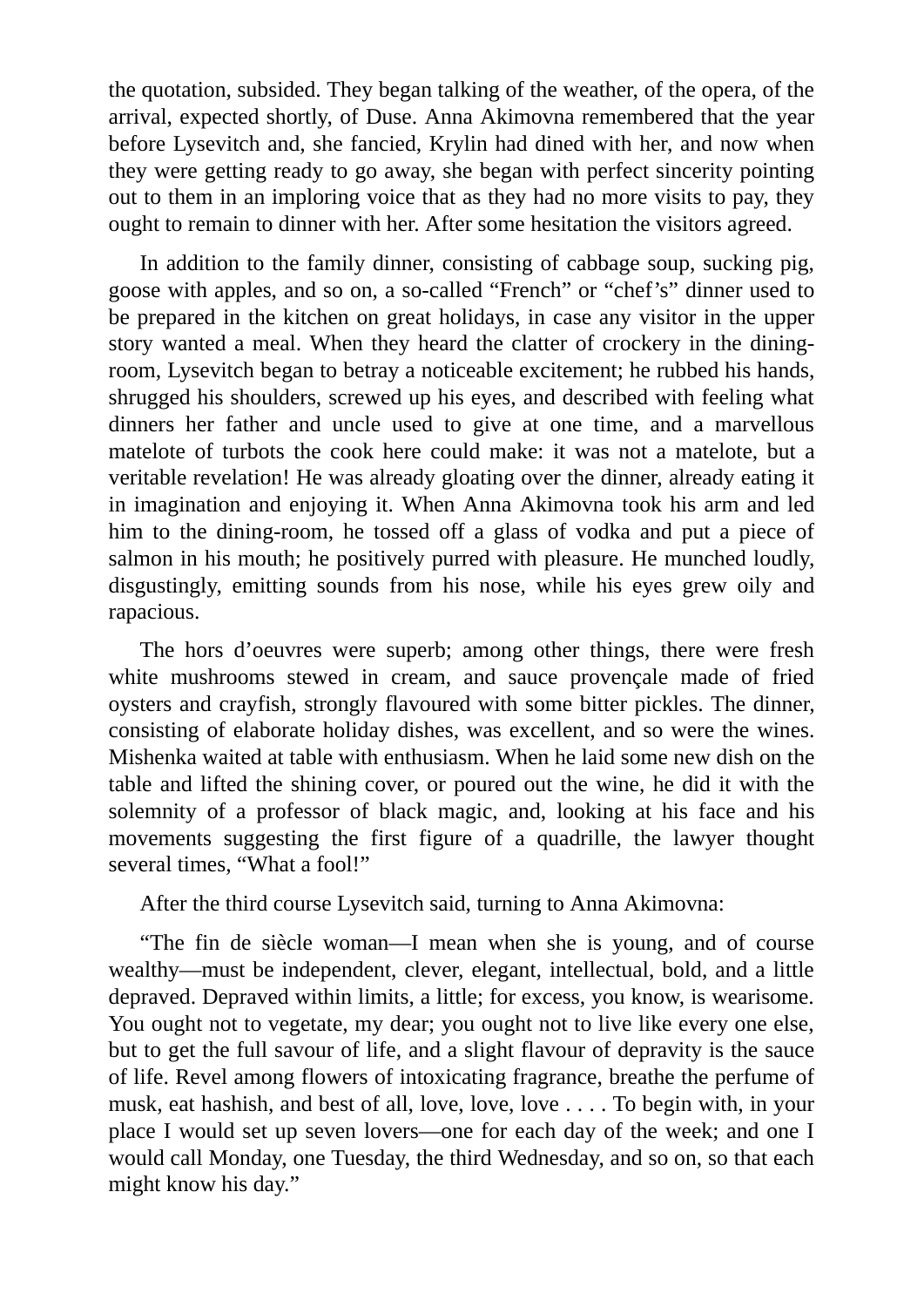the quotation, subsided. They began talking of the weather, of the opera, of the arrival, expected shortly, of Duse. Anna Akimovna remembered that the year before Lysevitch and, she fancied, Krylin had dined with her, and now when they were getting ready to go away, she began with perfect sincerity pointing out to them in an imploring voice that as they had no more visits to pay, they ought to remain to dinner with her. After some hesitation the visitors agreed.

In addition to the family dinner, consisting of cabbage soup, sucking pig, goose with apples, and so on, a so-called "French" or "chef's" dinner used to be prepared in the kitchen on great holidays, in case any visitor in the upper story wanted a meal. When they heard the clatter of crockery in the dining-room, Lysevitch began to betray a noticeable excitement; he rubbed his hands, shrugged his shoulders, screwed up his eyes, and described with feeling what dinners her father and uncle used to give at one time, and a marvellous matelote of turbots the cook here could make: it was not a matelote, but a veritable revelation! He was already gloating over the dinner, already eating it in imagination and enjoying it. When Anna Akimovna took his arm and led him to the dining-room, he tossed off a glass of vodka and put a piece of salmon in his mouth; he positively purred with pleasure. He munched loudly, disgustingly, emitting sounds from his nose, while his eyes grew oily and rapacious.

The hors d'oeuvres were superb; among other things, there were fresh white mushrooms stewed in cream, and sauce provençale made of fried oysters and crayfish, strongly flavoured with some bitter pickles. The dinner, consisting of elaborate holiday dishes, was excellent, and so were the wines. Mishenka waited at table with enthusiasm. When he laid some new dish on the table and lifted the shining cover, or poured out the wine, he did it with the solemnity of a professor of black magic, and, looking at his face and his movements suggesting the first figure of a quadrille, the lawyer thought several times, "What a fool!"

After the third course Lysevitch said, turning to Anna Akimovna:

"The fin de siècle woman—I mean when she is young, and of course wealthy—must be independent, clever, elegant, intellectual, bold, and a little depraved. Depraved within limits, a little; for excess, you know, is wearisome. You ought not to vegetate, my dear; you ought not to live like every one else, but to get the full savour of life, and a slight flavour of depravity is the sauce of life. Revel among flowers of intoxicating fragrance, breathe the perfume of musk, eat hashish, and best of all, love, love, love . . . . To begin with, in your place I would set up seven lovers—one for each day of the week; and one I would call Monday, one Tuesday, the third Wednesday, and so on, so that each might know his day."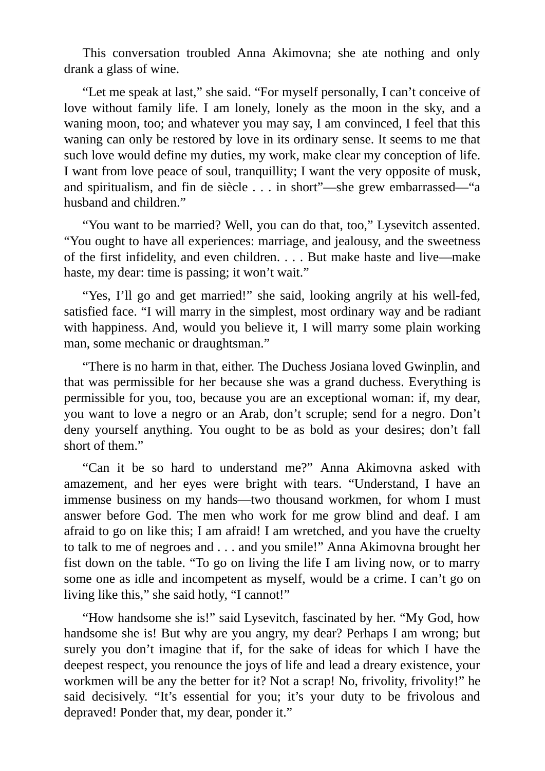This conversation troubled Anna Akimovna; she ate nothing and only drank a glass of wine.

"Let me speak at last," she said. "For myself personally, I can't conceive of love without family life. I am lonely, lonely as the moon in the sky, and a waning moon, too; and whatever you may say, I am convinced, I feel that this waning can only be restored by love in its ordinary sense. It seems to me that such love would define my duties, my work, make clear my conception of life. I want from love peace of soul, tranquillity; I want the very opposite of musk, and spiritualism, and fin de siècle . . . in short"—she grew embarrassed—"a husband and children."

"You want to be married? Well, you can do that, too," Lysevitch assented. "You ought to have all experiences: marriage, and jealousy, and the sweetness of the first infidelity, and even children. . . . But make haste and live—make haste, my dear: time is passing; it won't wait."

"Yes, I'll go and get married!" she said, looking angrily at his well-fed, satisfied face. "I will marry in the simplest, most ordinary way and be radiant with happiness. And, would you believe it, I will marry some plain working man, some mechanic or draughtsman."

"There is no harm in that, either. The Duchess Josiana loved Gwinplin, and that was permissible for her because she was a grand duchess. Everything is permissible for you, too, because you are an exceptional woman: if, my dear, you want to love a negro or an Arab, don't scruple; send for a negro. Don't deny yourself anything. You ought to be as bold as your desires; don't fall short of them."

"Can it be so hard to understand me?" Anna Akimovna asked with amazement, and her eyes were bright with tears. "Understand, I have an immense business on my hands—two thousand workmen, for whom I must answer before God. The men who work for me grow blind and deaf. I am afraid to go on like this; I am afraid! I am wretched, and you have the cruelty to talk to me of negroes and . . . and you smile!" Anna Akimovna brought her fist down on the table. "To go on living the life I am living now, or to marry some one as idle and incompetent as myself, would be a crime. I can't go on living like this," she said hotly, "I cannot!"

"How handsome she is!" said Lysevitch, fascinated by her. "My God, how handsome she is! But why are you angry, my dear? Perhaps I am wrong; but surely you don't imagine that if, for the sake of ideas for which I have the deepest respect, you renounce the joys of life and lead a dreary existence, your workmen will be any the better for it? Not a scrap! No, frivolity, frivolity!" he said decisively. "It's essential for you; it's your duty to be frivolous and depraved! Ponder that, my dear, ponder it."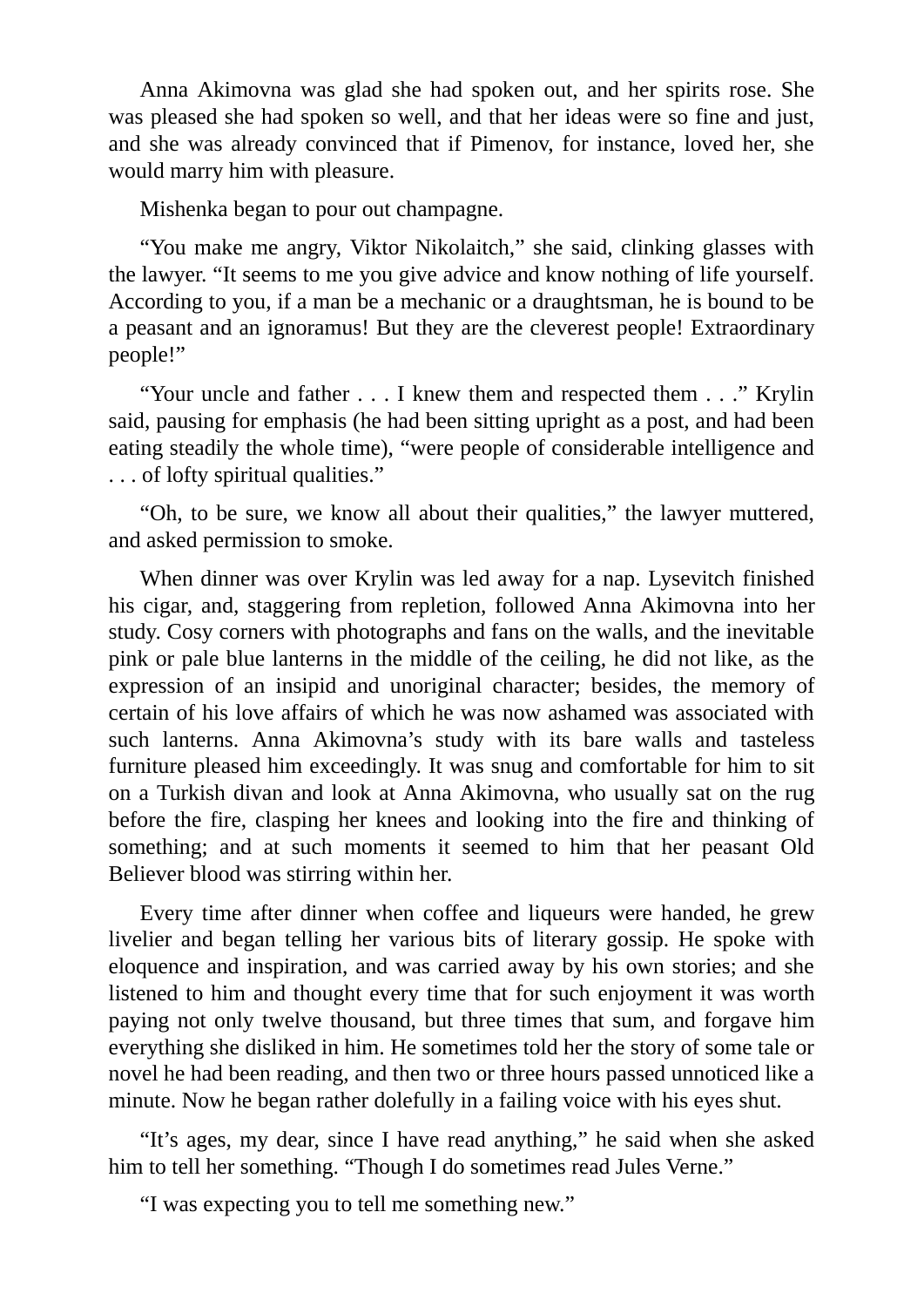Anna Akimovna was glad she had spoken out, and her spirits rose. She was pleased she had spoken so well, and that her ideas were so fine and just, and she was already convinced that if Pimenov, for instance, loved her, she would marry him with pleasure.

Mishenka began to pour out champagne.

“You make me angry, Viktor Nikolaitch,” she said, clinking glasses with the lawyer. “It seems to me you give advice and know nothing of life yourself. According to you, if a man be a mechanic or a draughtsman, he is bound to be a peasant and an ignoramus! But they are the cleverest people! Extraordinary people!”

“Your uncle and father . . . I knew them and respected them . . .” Krylin said, pausing for emphasis (he had been sitting upright as a post, and had been eating steadily the whole time), “were people of considerable intelligence and . . . of lofty spiritual qualities.”

“Oh, to be sure, we know all about their qualities,” the lawyer muttered, and asked permission to smoke.

When dinner was over Krylin was led away for a nap. Lysevitch finished his cigar, and, staggering from repletion, followed Anna Akimovna into her study. Cosy corners with photographs and fans on the walls, and the inevitable pink or pale blue lanterns in the middle of the ceiling, he did not like, as the expression of an insipid and unoriginal character; besides, the memory of certain of his love affairs of which he was now ashamed was associated with such lanterns. Anna Akimovna’s study with its bare walls and tasteless furniture pleased him exceedingly. It was snug and comfortable for him to sit on a Turkish divan and look at Anna Akimovna, who usually sat on the rug before the fire, clasping her knees and looking into the fire and thinking of something; and at such moments it seemed to him that her peasant Old Believer blood was stirring within her.

Every time after dinner when coffee and liqueurs were handed, he grew livelier and began telling her various bits of literary gossip. He spoke with eloquence and inspiration, and was carried away by his own stories; and she listened to him and thought every time that for such enjoyment it was worth paying not only twelve thousand, but three times that sum, and forgave him everything she disliked in him. He sometimes told her the story of some tale or novel he had been reading, and then two or three hours passed unnoticed like a minute. Now he began rather dolefully in a failing voice with his eyes shut.

“It’s ages, my dear, since I have read anything,” he said when she asked him to tell her something. “Though I do sometimes read Jules Verne.”

“I was expecting you to tell me something new.”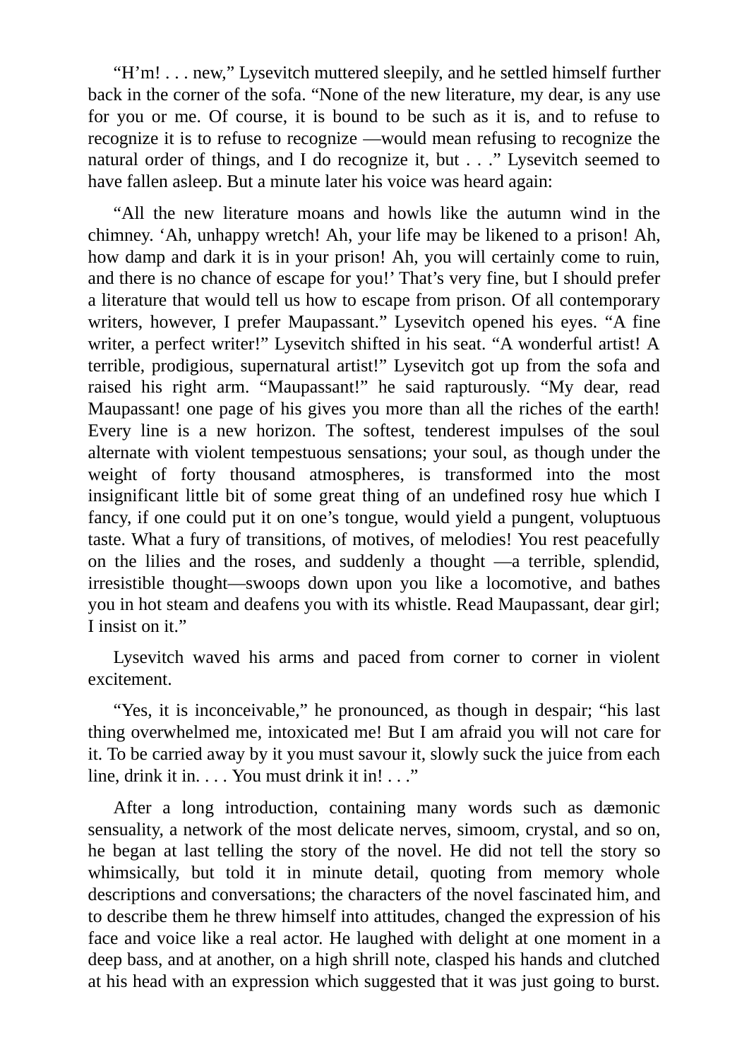"H'm! . . . new," Lysevitch muttered sleepily, and he settled himself further back in the corner of the sofa. "None of the new literature, my dear, is any use for you or me. Of course, it is bound to be such as it is, and to refuse to recognize it is to refuse to recognize —would mean refusing to recognize the natural order of things, and I do recognize it, but . . ." Lysevitch seemed to have fallen asleep. But a minute later his voice was heard again:

"All the new literature moans and howls like the autumn wind in the chimney. 'Ah, unhappy wretch! Ah, your life may be likened to a prison! Ah, how damp and dark it is in your prison! Ah, you will certainly come to ruin, and there is no chance of escape for you!' That's very fine, but I should prefer a literature that would tell us how to escape from prison. Of all contemporary writers, however, I prefer Maupassant." Lysevitch opened his eyes. "A fine writer, a perfect writer!" Lysevitch shifted in his seat. "A wonderful artist! A terrible, prodigious, supernatural artist!" Lysevitch got up from the sofa and raised his right arm. "Maupassant!" he said rapturously. "My dear, read Maupassant! one page of his gives you more than all the riches of the earth! Every line is a new horizon. The softest, tenderest impulses of the soul alternate with violent tempestuous sensations; your soul, as though under the weight of forty thousand atmospheres, is transformed into the most insignificant little bit of some great thing of an undefined rosy hue which I fancy, if one could put it on one's tongue, would yield a pungent, voluptuous taste. What a fury of transitions, of motives, of melodies! You rest peacefully on the lilies and the roses, and suddenly a thought —a terrible, splendid, irresistible thought—swoops down upon you like a locomotive, and bathes you in hot steam and deafens you with its whistle. Read Maupassant, dear girl; I insist on it."

Lysevitch waved his arms and paced from corner to corner in violent excitement.

"Yes, it is inconceivable," he pronounced, as though in despair; "his last thing overwhelmed me, intoxicated me! But I am afraid you will not care for it. To be carried away by it you must savour it, slowly suck the juice from each line, drink it in. . . . You must drink it in! . . ."

After a long introduction, containing many words such as dæmonic sensuality, a network of the most delicate nerves, simoom, crystal, and so on, he began at last telling the story of the novel. He did not tell the story so whimsically, but told it in minute detail, quoting from memory whole descriptions and conversations; the characters of the novel fascinated him, and to describe them he threw himself into attitudes, changed the expression of his face and voice like a real actor. He laughed with delight at one moment in a deep bass, and at another, on a high shrill note, clasped his hands and clutched at his head with an expression which suggested that it was just going to burst.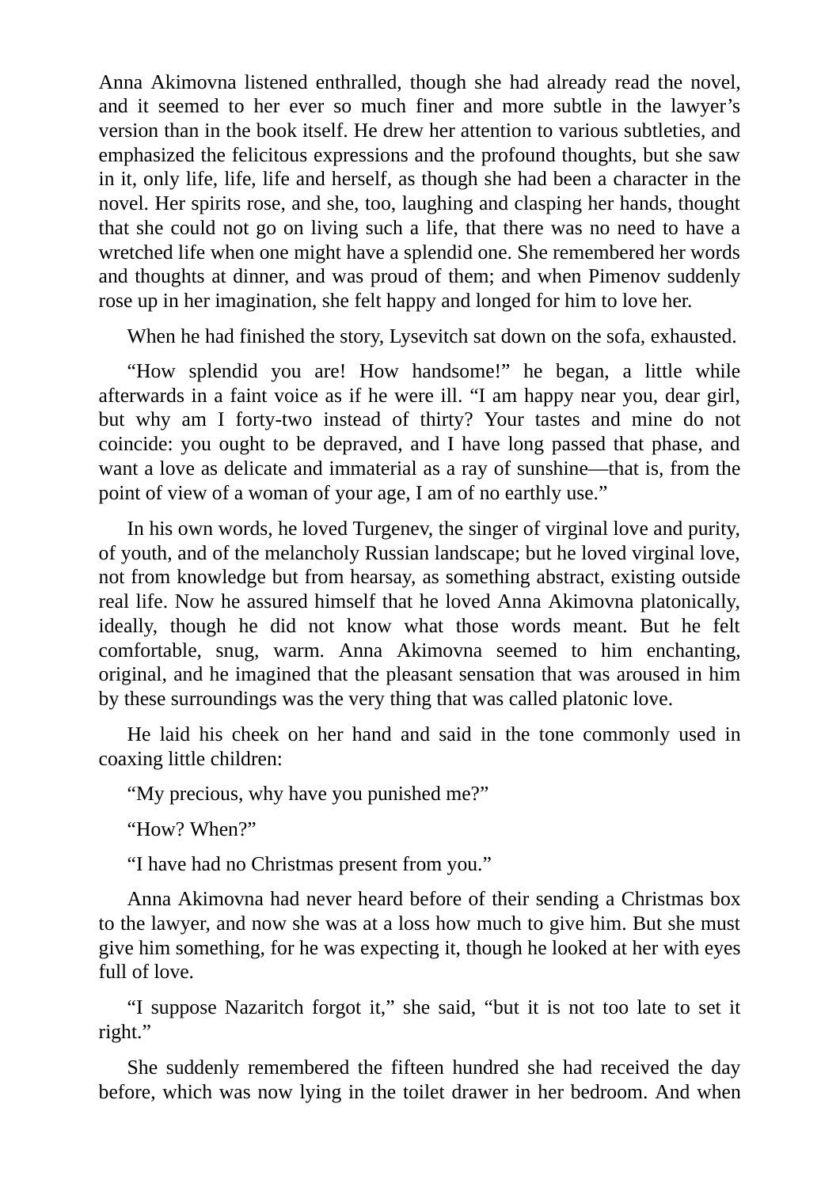Anna Akimovna listened enthralled, though she had already read the novel, and it seemed to her ever so much finer and more subtle in the lawyer’s version than in the book itself. He drew her attention to various subtleties, and emphasized the felicitous expressions and the profound thoughts, but she saw in it, only life, life, life and herself, as though she had been a character in the novel. Her spirits rose, and she, too, laughing and clasping her hands, thought that she could not go on living such a life, that there was no need to have a wretched life when one might have a splendid one. She remembered her words and thoughts at dinner, and was proud of them; and when Pimenov suddenly rose up in her imagination, she felt happy and longed for him to love her.

When he had finished the story, Lysevitch sat down on the sofa, exhausted.

“How splendid you are! How handsome!” he began, a little while afterwards in a faint voice as if he were ill. “I am happy near you, dear girl, but why am I forty-two instead of thirty? Your tastes and mine do not coincide: you ought to be depraved, and I have long passed that phase, and want a love as delicate and immaterial as a ray of sunshine—that is, from the point of view of a woman of your age, I am of no earthly use.”

In his own words, he loved Turgenev, the singer of virginal love and purity, of youth, and of the melancholy Russian landscape; but he loved virginal love, not from knowledge but from hearsay, as something abstract, existing outside real life. Now he assured himself that he loved Anna Akimovna platonically, ideally, though he did not know what those words meant. But he felt comfortable, snug, warm. Anna Akimovna seemed to him enchanting, original, and he imagined that the pleasant sensation that was aroused in him by these surroundings was the very thing that was called platonic love.

He laid his cheek on her hand and said in the tone commonly used in coaxing little children:

“My precious, why have you punished me?”

“How? When?”

“I have had no Christmas present from you.”

Anna Akimovna had never heard before of their sending a Christmas box to the lawyer, and now she was at a loss how much to give him. But she must give him something, for he was expecting it, though he looked at her with eyes full of love.

“I suppose Nazaritch forgot it,” she said, “but it is not too late to set it right.”

She suddenly remembered the fifteen hundred she had received the day before, which was now lying in the toilet drawer in her bedroom. And when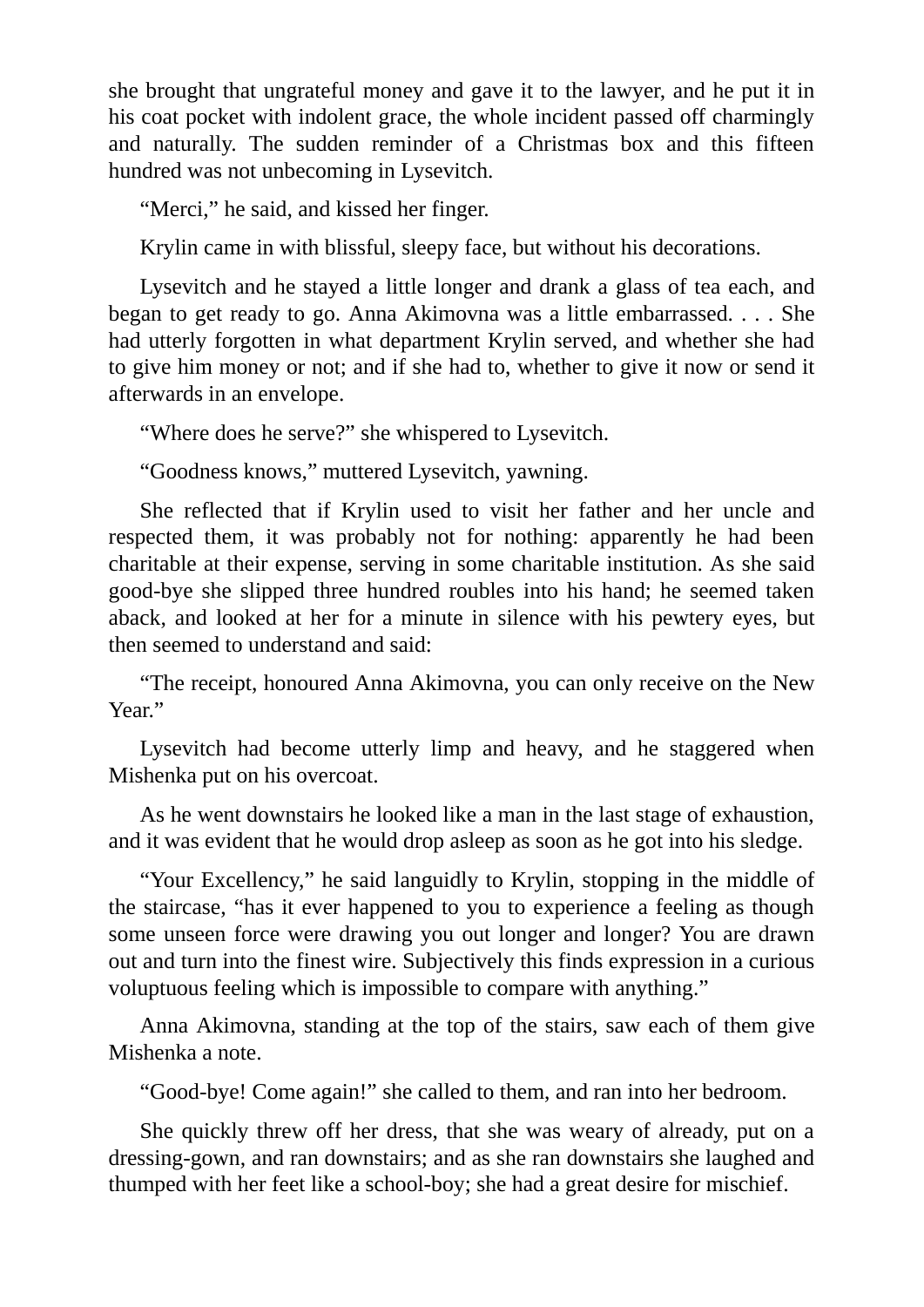she brought that ungrateful money and gave it to the lawyer, and he put it in his coat pocket with indolent grace, the whole incident passed off charmingly and naturally. The sudden reminder of a Christmas box and this fifteen hundred was not unbecoming in Lysevitch.

"Merci," he said, and kissed her finger.

Krylin came in with blissful, sleepy face, but without his decorations.

Lysevitch and he stayed a little longer and drank a glass of tea each, and began to get ready to go. Anna Akimovna was a little embarrassed. . . . She had utterly forgotten in what department Krylin served, and whether she had to give him money or not; and if she had to, whether to give it now or send it afterwards in an envelope.

"Where does he serve?" she whispered to Lysevitch.

"Goodness knows," muttered Lysevitch, yawning.

She reflected that if Krylin used to visit her father and her uncle and respected them, it was probably not for nothing: apparently he had been charitable at their expense, serving in some charitable institution. As she said good-bye she slipped three hundred roubles into his hand; he seemed taken aback, and looked at her for a minute in silence with his pewtery eyes, but then seemed to understand and said:

"The receipt, honoured Anna Akimovna, you can only receive on the New Year."

Lysevitch had become utterly limp and heavy, and he staggered when Mishenka put on his overcoat.

As he went downstairs he looked like a man in the last stage of exhaustion, and it was evident that he would drop asleep as soon as he got into his sledge.

"Your Excellency," he said languidly to Krylin, stopping in the middle of the staircase, "has it ever happened to you to experience a feeling as though some unseen force were drawing you out longer and longer? You are drawn out and turn into the finest wire. Subjectively this finds expression in a curious voluptuous feeling which is impossible to compare with anything."

Anna Akimovna, standing at the top of the stairs, saw each of them give Mishenka a note.

"Good-bye! Come again!" she called to them, and ran into her bedroom.

She quickly threw off her dress, that she was weary of already, put on a dressing-gown, and ran downstairs; and as she ran downstairs she laughed and thumped with her feet like a school-boy; she had a great desire for mischief.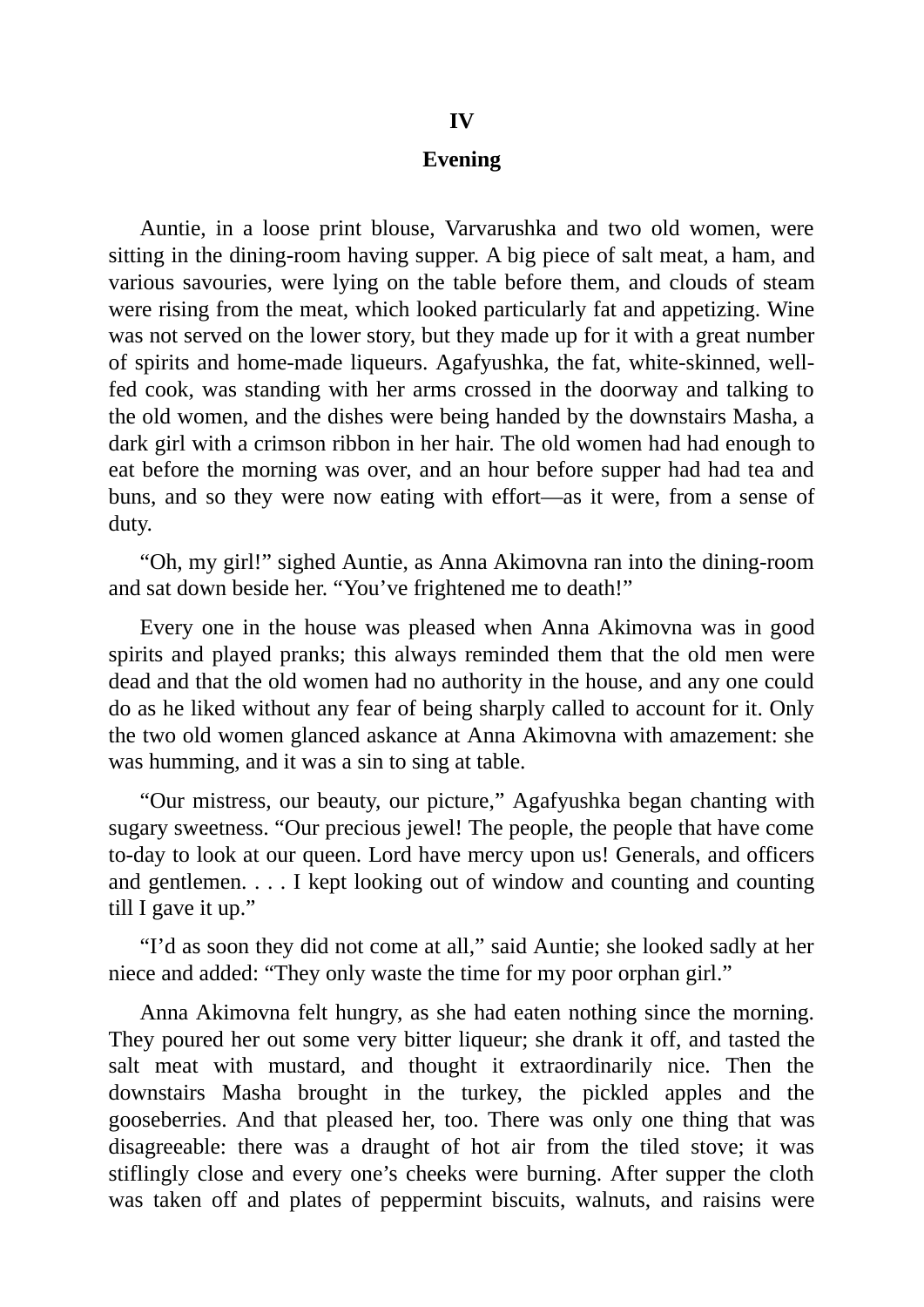## IV

## Evening

Auntie, in a loose print blouse, Varvarushka and two old women, were sitting in the dining-room having supper. A big piece of salt meat, a ham, and various savouries, were lying on the table before them, and clouds of steam were rising from the meat, which looked particularly fat and appetizing. Wine was not served on the lower story, but they made up for it with a great number of spirits and home-made liqueurs. Agafyushka, the fat, white-skinned, well-fed cook, was standing with her arms crossed in the doorway and talking to the old women, and the dishes were being handed by the downstairs Masha, a dark girl with a crimson ribbon in her hair. The old women had had enough to eat before the morning was over, and an hour before supper had had tea and buns, and so they were now eating with effort—as it were, from a sense of duty.

"Oh, my girl!" sighed Auntie, as Anna Akimovna ran into the dining-room and sat down beside her. "You've frightened me to death!"

Every one in the house was pleased when Anna Akimovna was in good spirits and played pranks; this always reminded them that the old men were dead and that the old women had no authority in the house, and any one could do as he liked without any fear of being sharply called to account for it. Only the two old women glanced askance at Anna Akimovna with amazement: she was humming, and it was a sin to sing at table.

"Our mistress, our beauty, our picture," Agafyushka began chanting with sugary sweetness. "Our precious jewel! The people, the people that have come to-day to look at our queen. Lord have mercy upon us! Generals, and officers and gentlemen. . . . I kept looking out of window and counting and counting till I gave it up."

"I'd as soon they did not come at all," said Auntie; she looked sadly at her niece and added: "They only waste the time for my poor orphan girl."

Anna Akimovna felt hungry, as she had eaten nothing since the morning. They poured her out some very bitter liqueur; she drank it off, and tasted the salt meat with mustard, and thought it extraordinarily nice. Then the downstairs Masha brought in the turkey, the pickled apples and the gooseberries. And that pleased her, too. There was only one thing that was disagreeable: there was a draught of hot air from the tiled stove; it was stiflingly close and every one's cheeks were burning. After supper the cloth was taken off and plates of peppermint biscuits, walnuts, and raisins were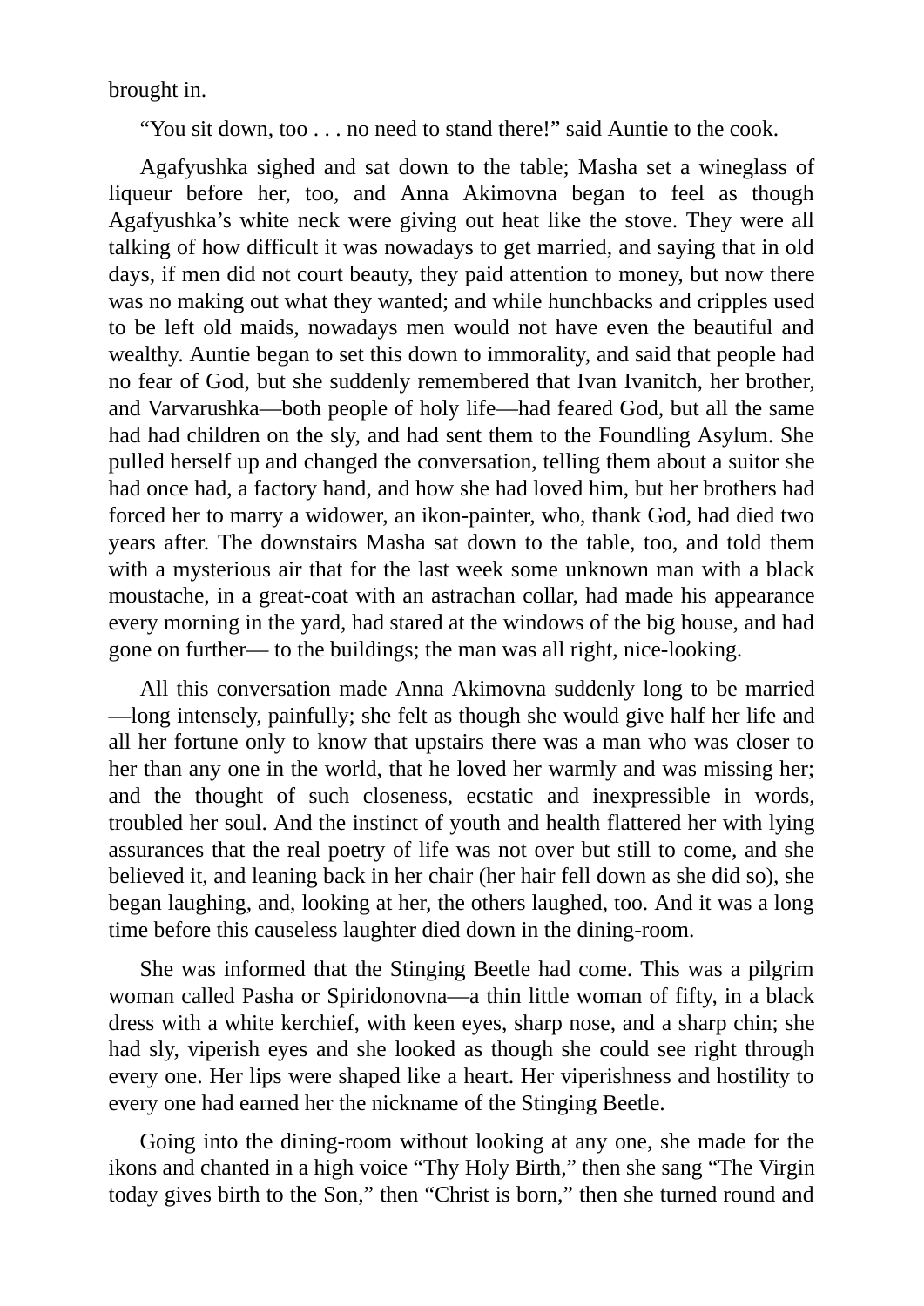brought in.

"You sit down, too . . . no need to stand there!" said Auntie to the cook.

Agafyushka sighed and sat down to the table; Masha set a wineglass of liqueur before her, too, and Anna Akimovna began to feel as though Agafyushka's white neck were giving out heat like the stove. They were all talking of how difficult it was nowadays to get married, and saying that in old days, if men did not court beauty, they paid attention to money, but now there was no making out what they wanted; and while hunchbacks and cripples used to be left old maids, nowadays men would not have even the beautiful and wealthy. Auntie began to set this down to immorality, and said that people had no fear of God, but she suddenly remembered that Ivan Ivanitch, her brother, and Varvarushka—both people of holy life—had feared God, but all the same had had children on the sly, and had sent them to the Foundling Asylum. She pulled herself up and changed the conversation, telling them about a suitor she had once had, a factory hand, and how she had loved him, but her brothers had forced her to marry a widower, an ikon-painter, who, thank God, had died two years after. The downstairs Masha sat down to the table, too, and told them with a mysterious air that for the last week some unknown man with a black moustache, in a great-coat with an astrachan collar, had made his appearance every morning in the yard, had stared at the windows of the big house, and had gone on further— to the buildings; the man was all right, nice-looking.

All this conversation made Anna Akimovna suddenly long to be married—long intensely, painfully; she felt as though she would give half her life and all her fortune only to know that upstairs there was a man who was closer to her than any one in the world, that he loved her warmly and was missing her; and the thought of such closeness, ecstatic and inexpressible in words, troubled her soul. And the instinct of youth and health flattered her with lying assurances that the real poetry of life was not over but still to come, and she believed it, and leaning back in her chair (her hair fell down as she did so), she began laughing, and, looking at her, the others laughed, too. And it was a long time before this causeless laughter died down in the dining-room.

She was informed that the Stinging Beetle had come. This was a pilgrim woman called Pasha or Spiridonovna—a thin little woman of fifty, in a black dress with a white kerchief, with keen eyes, sharp nose, and a sharp chin; she had sly, viperish eyes and she looked as though she could see right through every one. Her lips were shaped like a heart. Her viperishness and hostility to every one had earned her the nickname of the Stinging Beetle.

Going into the dining-room without looking at any one, she made for the ikons and chanted in a high voice "Thy Holy Birth," then she sang "The Virgin today gives birth to the Son," then "Christ is born," then she turned round and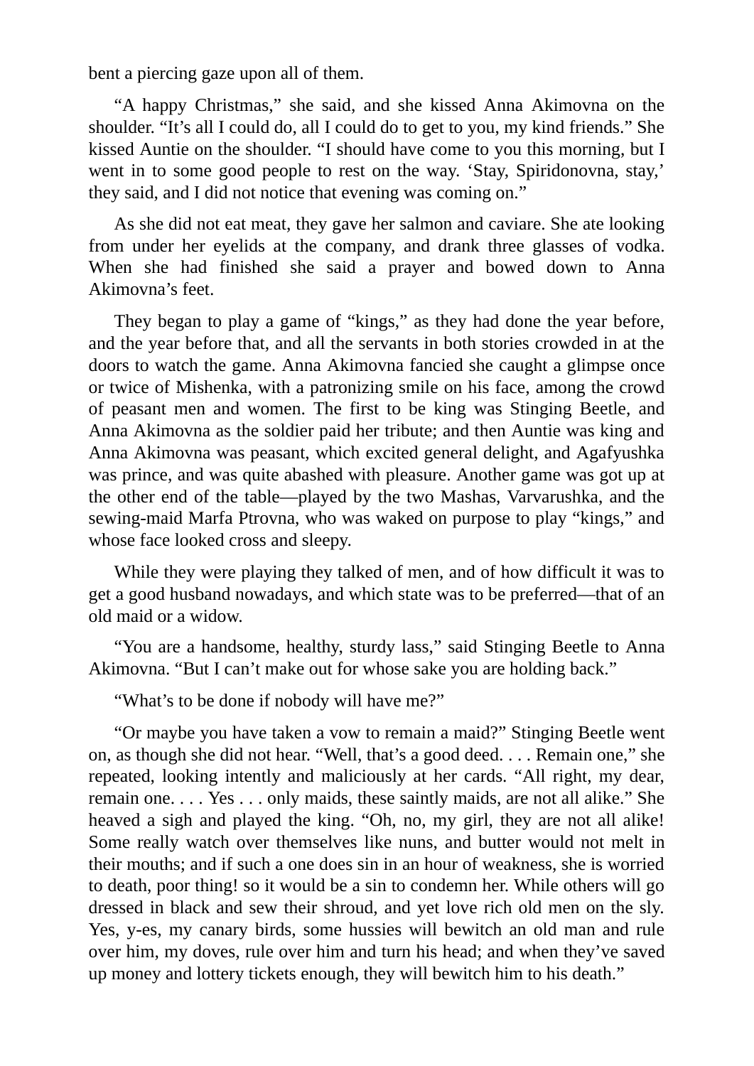bent a piercing gaze upon all of them.

"A happy Christmas," she said, and she kissed Anna Akimovna on the shoulder. "It's all I could do, all I could do to get to you, my kind friends." She kissed Auntie on the shoulder. "I should have come to you this morning, but I went in to some good people to rest on the way. 'Stay, Spiridonovna, stay,' they said, and I did not notice that evening was coming on."

As she did not eat meat, they gave her salmon and caviare. She ate looking from under her eyelids at the company, and drank three glasses of vodka. When she had finished she said a prayer and bowed down to Anna Akimovna's feet.

They began to play a game of "kings," as they had done the year before, and the year before that, and all the servants in both stories crowded in at the doors to watch the game. Anna Akimovna fancied she caught a glimpse once or twice of Mishenka, with a patronizing smile on his face, among the crowd of peasant men and women. The first to be king was Stinging Beetle, and Anna Akimovna as the soldier paid her tribute; and then Auntie was king and Anna Akimovna was peasant, which excited general delight, and Agafyushka was prince, and was quite abashed with pleasure. Another game was got up at the other end of the table—played by the two Mashas, Varvarushka, and the sewing-maid Marfa Ptrovna, who was waked on purpose to play "kings," and whose face looked cross and sleepy.

While they were playing they talked of men, and of how difficult it was to get a good husband nowadays, and which state was to be preferred—that of an old maid or a widow.

"You are a handsome, healthy, sturdy lass," said Stinging Beetle to Anna Akimovna. "But I can't make out for whose sake you are holding back."

"What's to be done if nobody will have me?"

"Or maybe you have taken a vow to remain a maid?" Stinging Beetle went on, as though she did not hear. "Well, that's a good deed. . . . Remain one," she repeated, looking intently and maliciously at her cards. "All right, my dear, remain one. . . . Yes . . . only maids, these saintly maids, are not all alike." She heaved a sigh and played the king. "Oh, no, my girl, they are not all alike! Some really watch over themselves like nuns, and butter would not melt in their mouths; and if such a one does sin in an hour of weakness, she is worried to death, poor thing! so it would be a sin to condemn her. While others will go dressed in black and sew their shroud, and yet love rich old men on the sly. Yes, y-es, my canary birds, some hussies will bewitch an old man and rule over him, my doves, rule over him and turn his head; and when they've saved up money and lottery tickets enough, they will bewitch him to his death."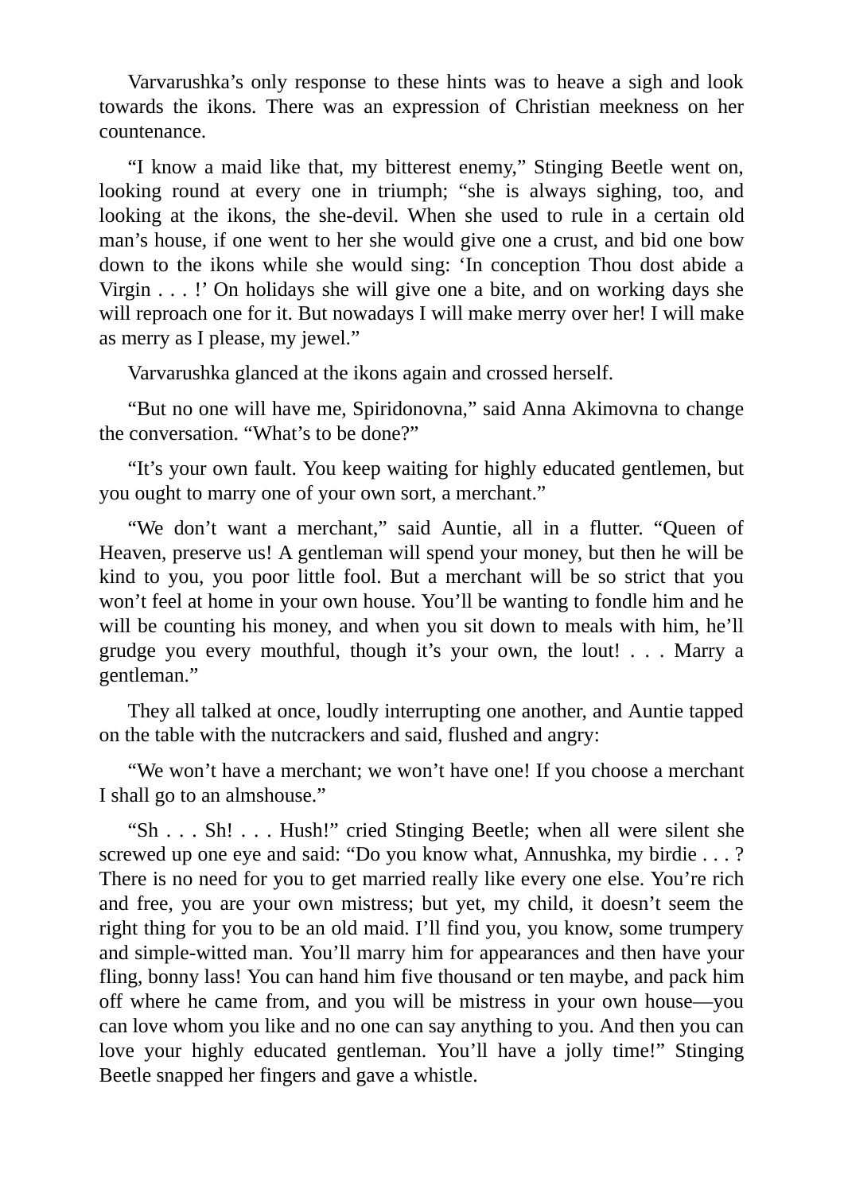Varvarushka's only response to these hints was to heave a sigh and look towards the ikons. There was an expression of Christian meekness on her countenance.

"I know a maid like that, my bitterest enemy," Stinging Beetle went on, looking round at every one in triumph; "she is always sighing, too, and looking at the ikons, the she-devil. When she used to rule in a certain old man's house, if one went to her she would give one a crust, and bid one bow down to the ikons while she would sing: 'In conception Thou dost abide a Virgin . . . !' On holidays she will give one a bite, and on working days she will reproach one for it. But nowadays I will make merry over her! I will make as merry as I please, my jewel."

Varvarushka glanced at the ikons again and crossed herself.

"But no one will have me, Spiridonovna," said Anna Akimovna to change the conversation. "What's to be done?"

"It's your own fault. You keep waiting for highly educated gentlemen, but you ought to marry one of your own sort, a merchant."

"We don't want a merchant," said Auntie, all in a flutter. "Queen of Heaven, preserve us! A gentleman will spend your money, but then he will be kind to you, you poor little fool. But a merchant will be so strict that you won't feel at home in your own house. You'll be wanting to fondle him and he will be counting his money, and when you sit down to meals with him, he'll grudge you every mouthful, though it's your own, the lout! . . . Marry a gentleman."

They all talked at once, loudly interrupting one another, and Auntie tapped on the table with the nutcrackers and said, flushed and angry:

"We won't have a merchant; we won't have one! If you choose a merchant I shall go to an almshouse."

"Sh . . . Sh! . . . Hush!" cried Stinging Beetle; when all were silent she screwed up one eye and said: "Do you know what, Annushka, my birdie . . . ? There is no need for you to get married really like every one else. You're rich and free, you are your own mistress; but yet, my child, it doesn't seem the right thing for you to be an old maid. I'll find you, you know, some trumpery and simple-witted man. You'll marry him for appearances and then have your fling, bonny lass! You can hand him five thousand or ten maybe, and pack him off where he came from, and you will be mistress in your own house—you can love whom you like and no one can say anything to you. And then you can love your highly educated gentleman. You'll have a jolly time!" Stinging Beetle snapped her fingers and gave a whistle.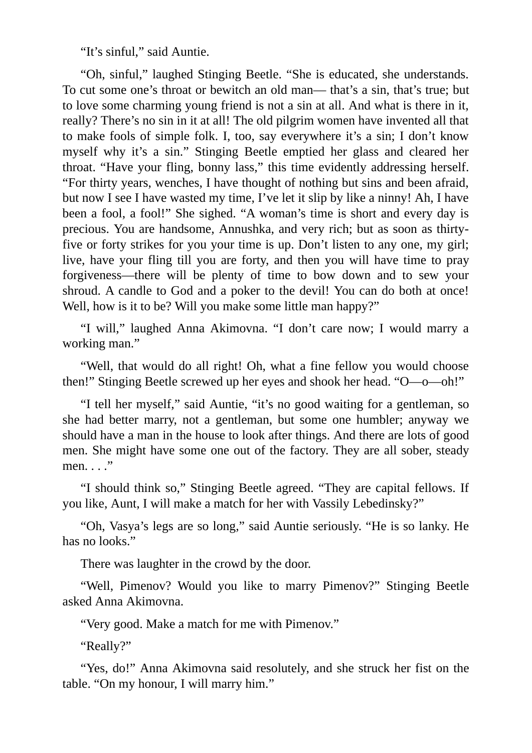"It's sinful," said Auntie.

"Oh, sinful," laughed Stinging Beetle. "She is educated, she understands. To cut some one's throat or bewitch an old man— that's a sin, that's true; but to love some charming young friend is not a sin at all. And what is there in it, really? There's no sin in it at all! The old pilgrim women have invented all that to make fools of simple folk. I, too, say everywhere it's a sin; I don't know myself why it's a sin." Stinging Beetle emptied her glass and cleared her throat. "Have your fling, bonny lass," this time evidently addressing herself. "For thirty years, wenches, I have thought of nothing but sins and been afraid, but now I see I have wasted my time, I've let it slip by like a ninny! Ah, I have been a fool, a fool!" She sighed. "A woman's time is short and every day is precious. You are handsome, Annushka, and very rich; but as soon as thirty-five or forty strikes for you your time is up. Don't listen to any one, my girl; live, have your fling till you are forty, and then you will have time to pray forgiveness—there will be plenty of time to bow down and to sew your shroud. A candle to God and a poker to the devil! You can do both at once! Well, how is it to be? Will you make some little man happy?"

"I will," laughed Anna Akimovna. "I don't care now; I would marry a working man."

"Well, that would do all right! Oh, what a fine fellow you would choose then!" Stinging Beetle screwed up her eyes and shook her head. "O—o—oh!"

"I tell her myself," said Auntie, "it's no good waiting for a gentleman, so she had better marry, not a gentleman, but some one humbler; anyway we should have a man in the house to look after things. And there are lots of good men. She might have some one out of the factory. They are all sober, steady men. . . ."

"I should think so," Stinging Beetle agreed. "They are capital fellows. If you like, Aunt, I will make a match for her with Vassily Lebedinsky?"

"Oh, Vasya's legs are so long," said Auntie seriously. "He is so lanky. He has no looks."

There was laughter in the crowd by the door.

"Well, Pimenov? Would you like to marry Pimenov?" Stinging Beetle asked Anna Akimovna.

"Very good. Make a match for me with Pimenov."

"Really?"

"Yes, do!" Anna Akimovna said resolutely, and she struck her fist on the table. "On my honour, I will marry him."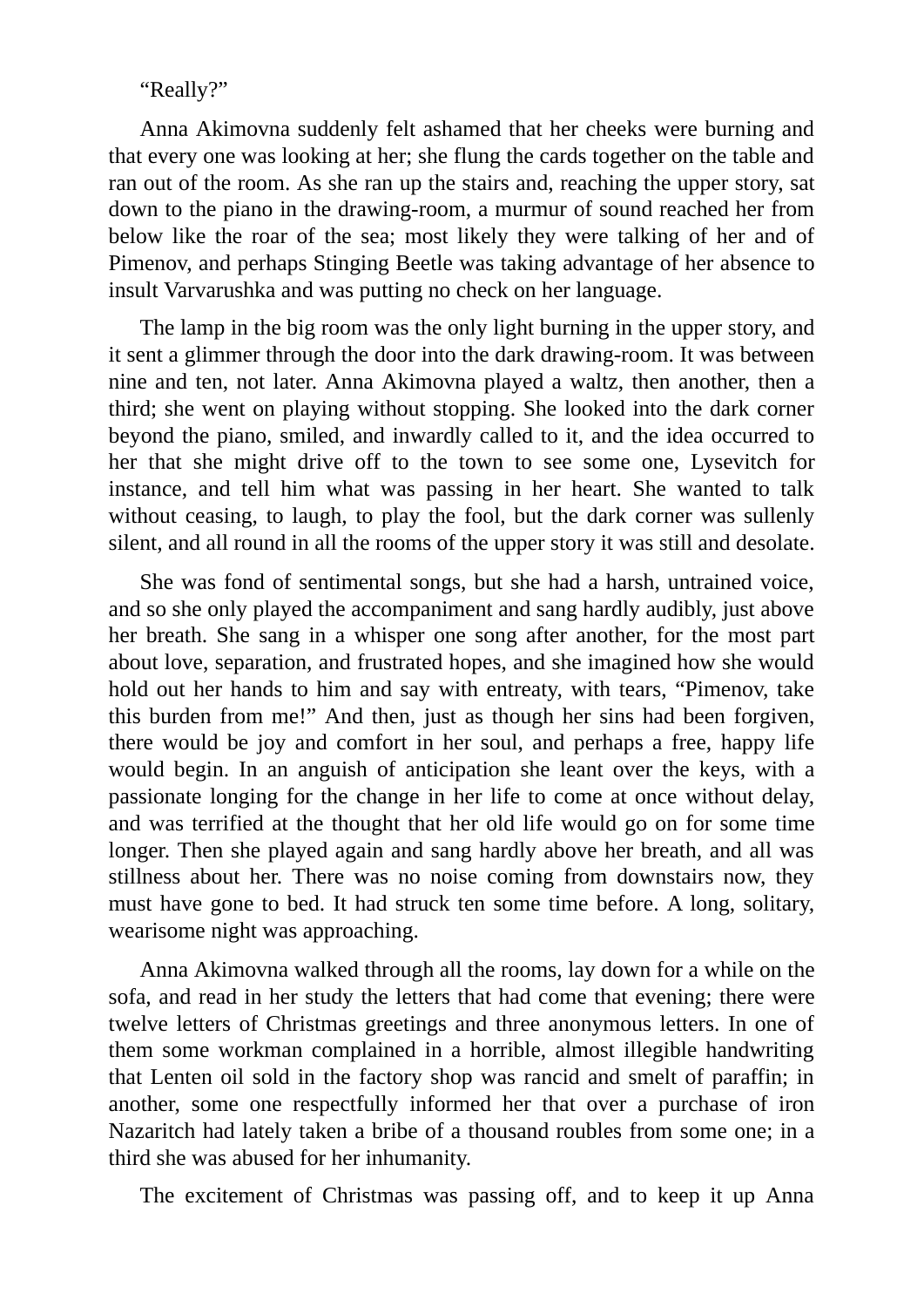"Really?"

Anna Akimovna suddenly felt ashamed that her cheeks were burning and that every one was looking at her; she flung the cards together on the table and ran out of the room. As she ran up the stairs and, reaching the upper story, sat down to the piano in the drawing-room, a murmur of sound reached her from below like the roar of the sea; most likely they were talking of her and of Pimenov, and perhaps Stinging Beetle was taking advantage of her absence to insult Varvarushka and was putting no check on her language.

The lamp in the big room was the only light burning in the upper story, and it sent a glimmer through the door into the dark drawing-room. It was between nine and ten, not later. Anna Akimovna played a waltz, then another, then a third; she went on playing without stopping. She looked into the dark corner beyond the piano, smiled, and inwardly called to it, and the idea occurred to her that she might drive off to the town to see some one, Lysevitch for instance, and tell him what was passing in her heart. She wanted to talk without ceasing, to laugh, to play the fool, but the dark corner was sullenly silent, and all round in all the rooms of the upper story it was still and desolate.

She was fond of sentimental songs, but she had a harsh, untrained voice, and so she only played the accompaniment and sang hardly audibly, just above her breath. She sang in a whisper one song after another, for the most part about love, separation, and frustrated hopes, and she imagined how she would hold out her hands to him and say with entreaty, with tears, "Pimenov, take this burden from me!" And then, just as though her sins had been forgiven, there would be joy and comfort in her soul, and perhaps a free, happy life would begin. In an anguish of anticipation she leant over the keys, with a passionate longing for the change in her life to come at once without delay, and was terrified at the thought that her old life would go on for some time longer. Then she played again and sang hardly above her breath, and all was stillness about her. There was no noise coming from downstairs now, they must have gone to bed. It had struck ten some time before. A long, solitary, wearisome night was approaching.

Anna Akimovna walked through all the rooms, lay down for a while on the sofa, and read in her study the letters that had come that evening; there were twelve letters of Christmas greetings and three anonymous letters. In one of them some workman complained in a horrible, almost illegible handwriting that Lenten oil sold in the factory shop was rancid and smelt of paraffin; in another, some one respectfully informed her that over a purchase of iron Nazaritch had lately taken a bribe of a thousand roubles from some one; in a third she was abused for her inhumanity.

The excitement of Christmas was passing off, and to keep it up Anna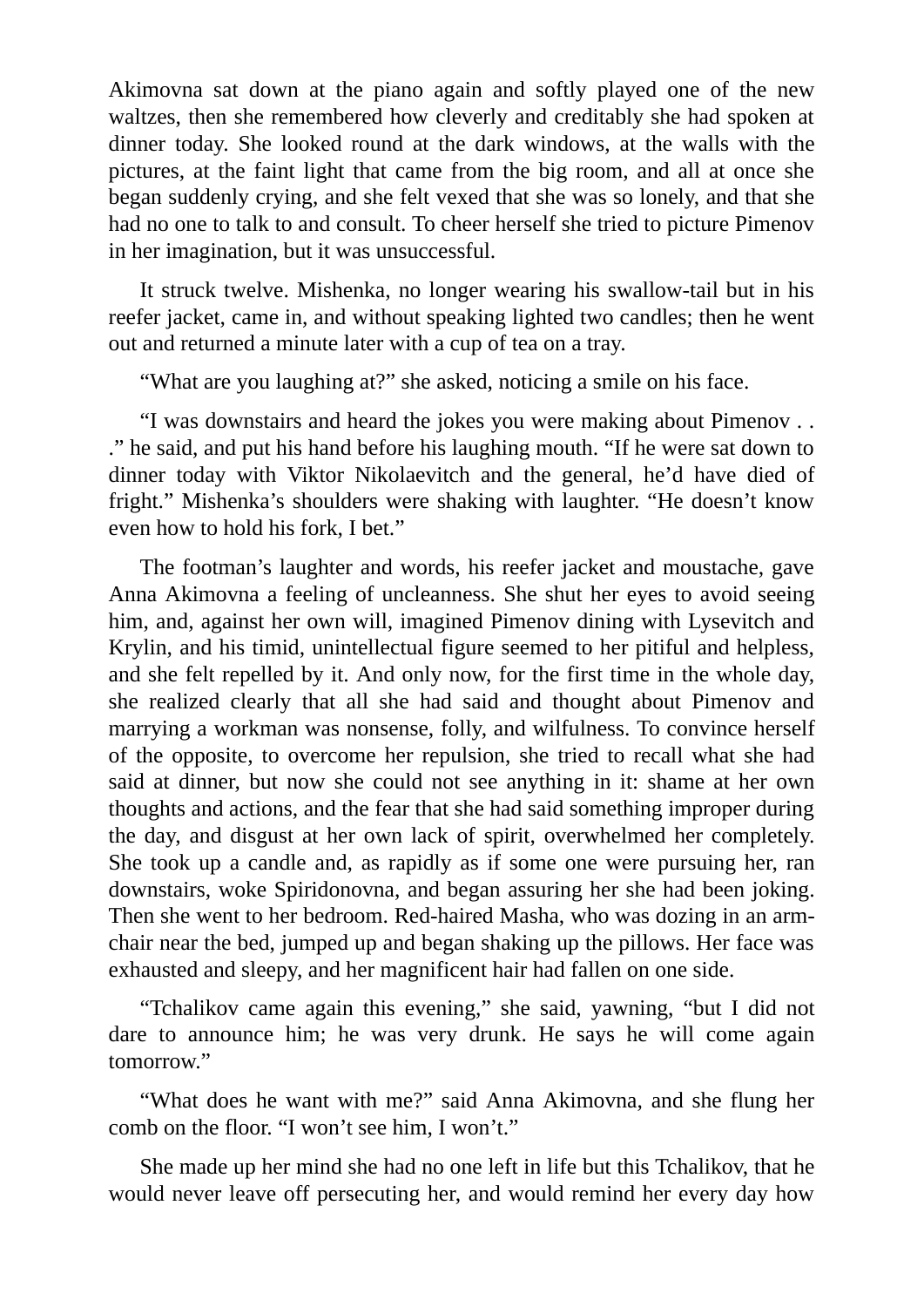Akimovna sat down at the piano again and softly played one of the new waltzes, then she remembered how cleverly and creditably she had spoken at dinner today. She looked round at the dark windows, at the walls with the pictures, at the faint light that came from the big room, and all at once she began suddenly crying, and she felt vexed that she was so lonely, and that she had no one to talk to and consult. To cheer herself she tried to picture Pimenov in her imagination, but it was unsuccessful.

It struck twelve. Mishenka, no longer wearing his swallow-tail but in his reefer jacket, came in, and without speaking lighted two candles; then he went out and returned a minute later with a cup of tea on a tray.

"What are you laughing at?" she asked, noticing a smile on his face.

"I was downstairs and heard the jokes you were making about Pimenov . . ." he said, and put his hand before his laughing mouth. "If he were sat down to dinner today with Viktor Nikolaevitch and the general, he'd have died of fright." Mishenka's shoulders were shaking with laughter. "He doesn't know even how to hold his fork, I bet."

The footman's laughter and words, his reefer jacket and moustache, gave Anna Akimovna a feeling of uncleanness. She shut her eyes to avoid seeing him, and, against her own will, imagined Pimenov dining with Lysevitch and Krylin, and his timid, unintellectual figure seemed to her pitiful and helpless, and she felt repelled by it. And only now, for the first time in the whole day, she realized clearly that all she had said and thought about Pimenov and marrying a workman was nonsense, folly, and wilfulness. To convince herself of the opposite, to overcome her repulsion, she tried to recall what she had said at dinner, but now she could not see anything in it: shame at her own thoughts and actions, and the fear that she had said something improper during the day, and disgust at her own lack of spirit, overwhelmed her completely. She took up a candle and, as rapidly as if some one were pursuing her, ran downstairs, woke Spiridonovna, and began assuring her she had been joking. Then she went to her bedroom. Red-haired Masha, who was dozing in an arm-chair near the bed, jumped up and began shaking up the pillows. Her face was exhausted and sleepy, and her magnificent hair had fallen on one side.

"Tchalikov came again this evening," she said, yawning, "but I did not dare to announce him; he was very drunk. He says he will come again tomorrow."

"What does he want with me?" said Anna Akimovna, and she flung her comb on the floor. "I won't see him, I won't."

She made up her mind she had no one left in life but this Tchalikov, that he would never leave off persecuting her, and would remind her every day how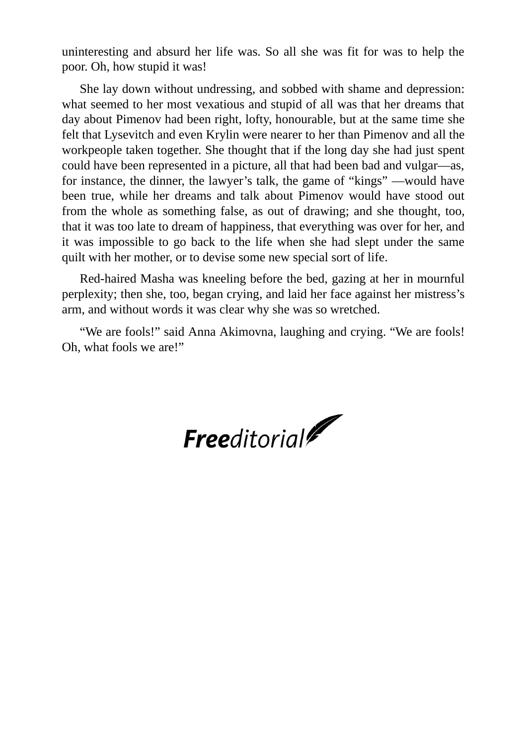uninteresting and absurd her life was. So all she was fit for was to help the poor. Oh, how stupid it was!

She lay down without undressing, and sobbed with shame and depression: what seemed to her most vexatious and stupid of all was that her dreams that day about Pimenov had been right, lofty, honourable, but at the same time she felt that Lysevitch and even Krylin were nearer to her than Pimenov and all the workpeople taken together. She thought that if the long day she had just spent could have been represented in a picture, all that had been bad and vulgar—as, for instance, the dinner, the lawyer's talk, the game of "kings" —would have been true, while her dreams and talk about Pimenov would have stood out from the whole as something false, as out of drawing; and she thought, too, that it was too late to dream of happiness, that everything was over for her, and it was impossible to go back to the life when she had slept under the same quilt with her mother, or to devise some new special sort of life.

Red-haired Masha was kneeling before the bed, gazing at her in mournful perplexity; then she, too, began crying, and laid her face against her mistress's arm, and without words it was clear why she was so wretched.

"We are fools!" said Anna Akimovna, laughing and crying. "We are fools! Oh, what fools we are!"

**Free**ditorial